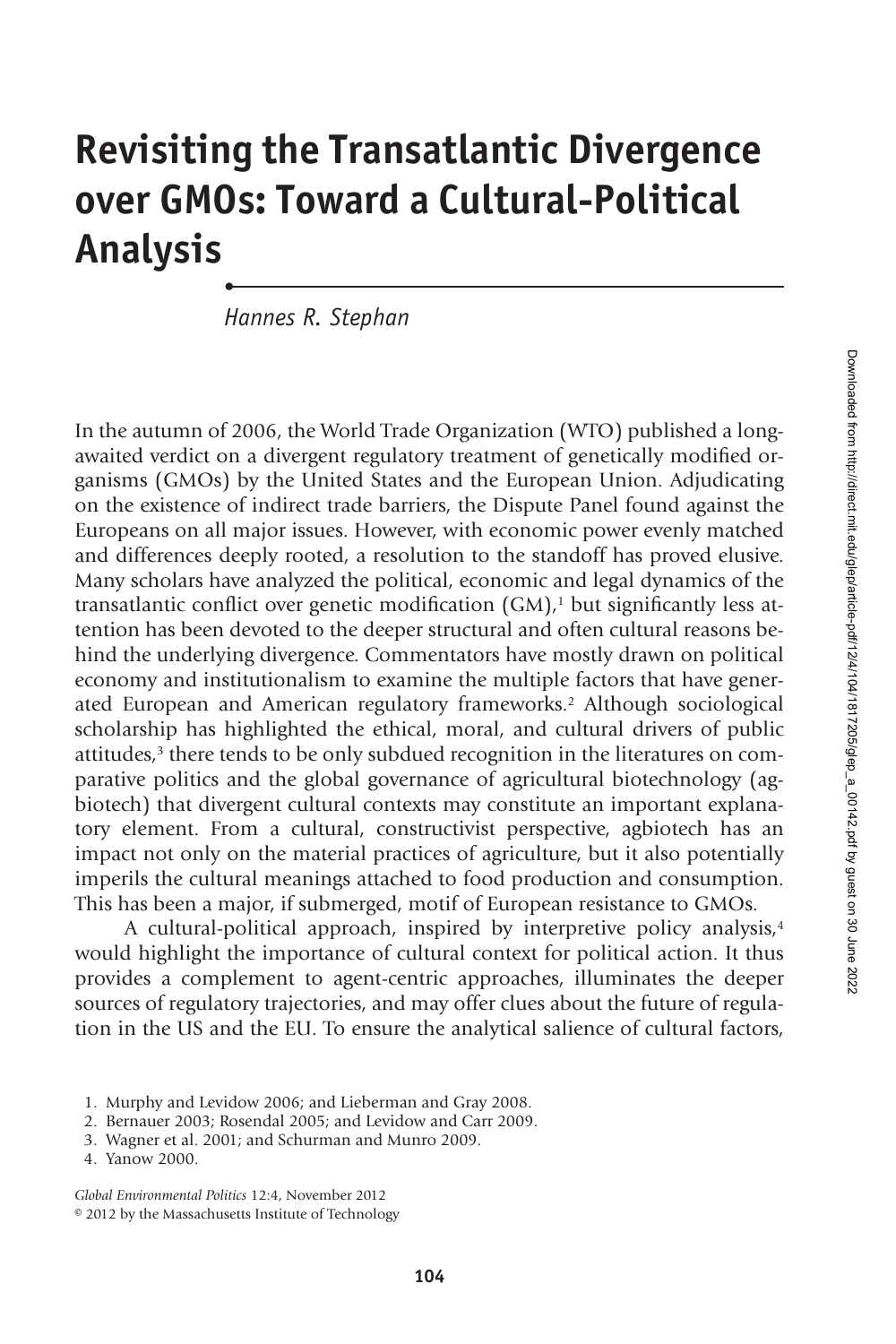# Revisiting the Transatlantic Divergence over GMOs: Toward a Cultural-Political Analysis

*Hannes R. Stephan*

In the autumn of 2006, the World Trade Organization (WTO) published a long-awaited verdict on a divergent regulatory treatment of genetically modified organisms (GMOs) by the United States and the European Union. Adjudicating on the existence of indirect trade barriers, the Dispute Panel found against the Europeans on all major issues. However, with economic power evenly matched and differences deeply rooted, a resolution to the standoff has proved elusive. Many scholars have analyzed the political, economic and legal dynamics of the transatlantic conflict over genetic modification (GM),[1] but significantly less attention has been devoted to the deeper structural and often cultural reasons behind the underlying divergence. Commentators have mostly drawn on political economy and institutionalism to examine the multiple factors that have generated European and American regulatory frameworks.[2] Although sociological scholarship has highlighted the ethical, moral, and cultural drivers of public attitudes,[3] there tends to be only subdued recognition in the literatures on comparative politics and the global governance of agricultural biotechnology (agbiotech) that divergent cultural contexts may constitute an important explanatory element. From a cultural, constructivist perspective, agbiotech has an impact not only on the material practices of agriculture, but it also potentially imperils the cultural meanings attached to food production and consumption. This has been a major, if submerged, motif of European resistance to GMOs.

A cultural-political approach, inspired by interpretive policy analysis,[4] would highlight the importance of cultural context for political action. It thus provides a complement to agent-centric approaches, illuminates the deeper sources of regulatory trajectories, and may offer clues about the future of regulation in the US and the EU. To ensure the analytical salience of cultural factors,

1. Murphy and Levidow 2006; and Lieberman and Gray 2008.
2. Bernauer 2003; Rosendal 2005; and Levidow and Carr 2009.
3. Wagner et al. 2001; and Schurman and Munro 2009.
4. Yanow 2000.

*Global Environmental Politics* 12:4, November 2012
© 2012 by the Massachusetts Institute of Technology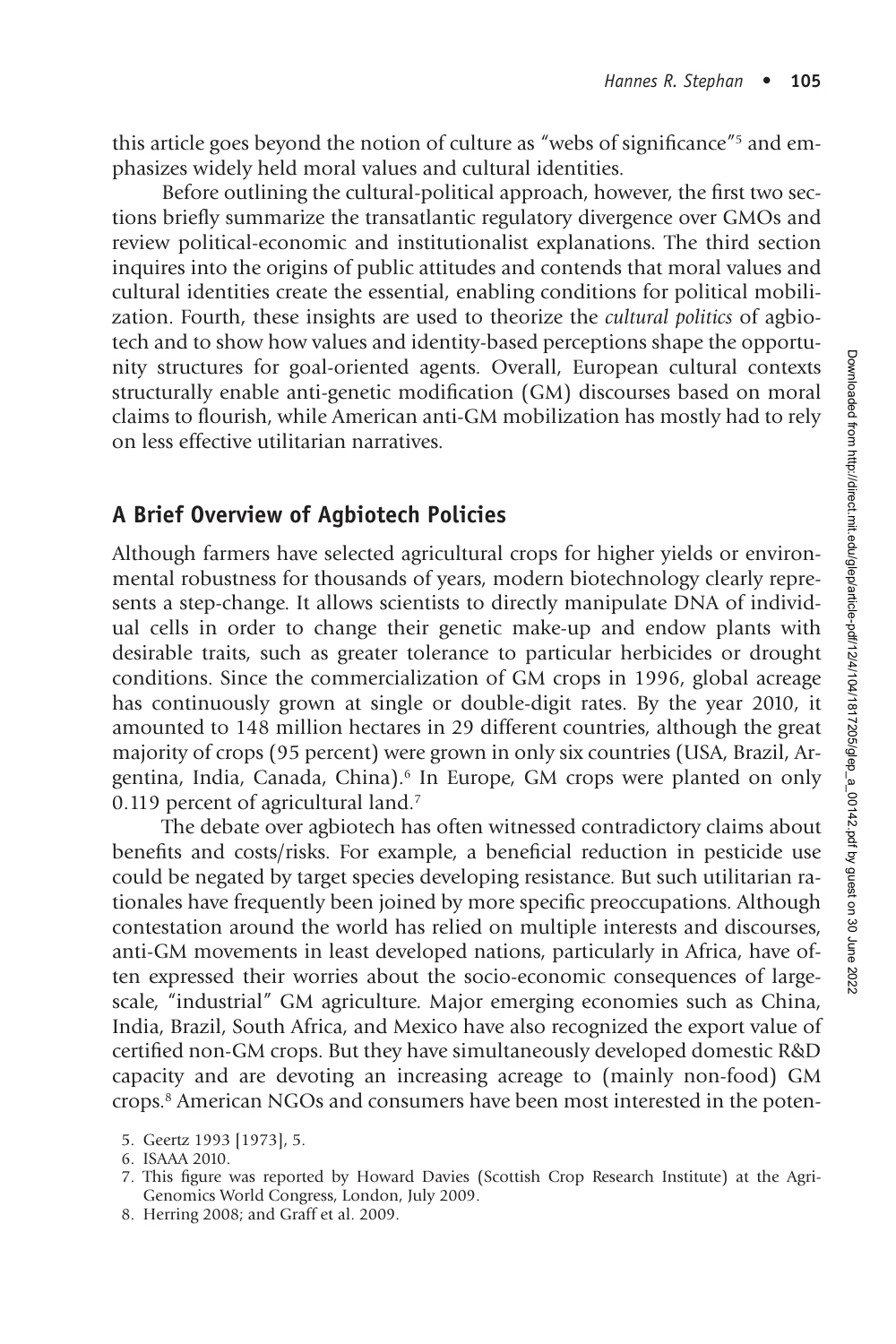this article goes beyond the notion of culture as "webs of significance"[5] and emphasizes widely held moral values and cultural identities.

Before outlining the cultural-political approach, however, the first two sections briefly summarize the transatlantic regulatory divergence over GMOs and review political-economic and institutionalist explanations. The third section inquires into the origins of public attitudes and contends that moral values and cultural identities create the essential, enabling conditions for political mobilization. Fourth, these insights are used to theorize the *cultural politics* of agbiotech and to show how values and identity-based perceptions shape the opportunity structures for goal-oriented agents. Overall, European cultural contexts structurally enable anti-genetic modification (GM) discourses based on moral claims to flourish, while American anti-GM mobilization has mostly had to rely on less effective utilitarian narratives.

## A Brief Overview of Agbiotech Policies

Although farmers have selected agricultural crops for higher yields or environmental robustness for thousands of years, modern biotechnology clearly represents a step-change. It allows scientists to directly manipulate DNA of individual cells in order to change their genetic make-up and endow plants with desirable traits, such as greater tolerance to particular herbicides or drought conditions. Since the commercialization of GM crops in 1996, global acreage has continuously grown at single or double-digit rates. By the year 2010, it amounted to 148 million hectares in 29 different countries, although the great majority of crops (95 percent) were grown in only six countries (USA, Brazil, Argentina, India, Canada, China).[6] In Europe, GM crops were planted on only 0.119 percent of agricultural land.[7]

The debate over agbiotech has often witnessed contradictory claims about benefits and costs/risks. For example, a beneficial reduction in pesticide use could be negated by target species developing resistance. But such utilitarian rationales have frequently been joined by more specific preoccupations. Although contestation around the world has relied on multiple interests and discourses, anti-GM movements in least developed nations, particularly in Africa, have often expressed their worries about the socio-economic consequences of large-scale, "industrial" GM agriculture. Major emerging economies such as China, India, Brazil, South Africa, and Mexico have also recognized the export value of certified non-GM crops. But they have simultaneously developed domestic R&D capacity and are devoting an increasing acreage to (mainly non-food) GM crops.[8] American NGOs and consumers have been most interested in the poten-

5. Geertz 1993 [1973], 5.
6. ISAAA 2010.
7. This figure was reported by Howard Davies (Scottish Crop Research Institute) at the Agri-Genomics World Congress, London, July 2009.
8. Herring 2008; and Graff et al. 2009.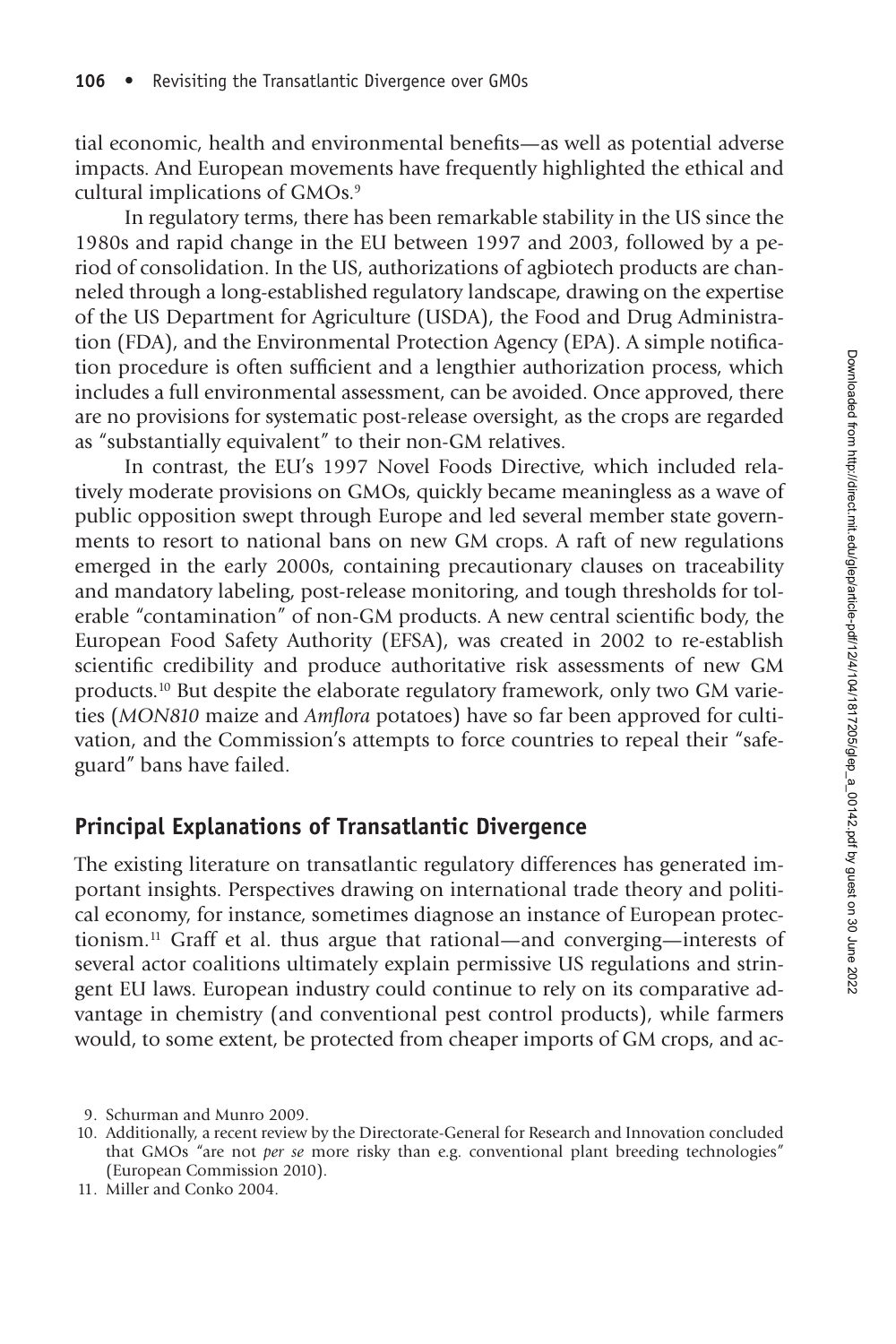tial economic, health and environmental benefits—as well as potential adverse impacts. And European movements have frequently highlighted the ethical and cultural implications of GMOs.[9]

In regulatory terms, there has been remarkable stability in the US since the 1980s and rapid change in the EU between 1997 and 2003, followed by a period of consolidation. In the US, authorizations of agbiotech products are channeled through a long-established regulatory landscape, drawing on the expertise of the US Department for Agriculture (USDA), the Food and Drug Administration (FDA), and the Environmental Protection Agency (EPA). A simple notification procedure is often sufficient and a lengthier authorization process, which includes a full environmental assessment, can be avoided. Once approved, there are no provisions for systematic post-release oversight, as the crops are regarded as "substantially equivalent" to their non-GM relatives.

In contrast, the EU's 1997 Novel Foods Directive, which included relatively moderate provisions on GMOs, quickly became meaningless as a wave of public opposition swept through Europe and led several member state governments to resort to national bans on new GM crops. A raft of new regulations emerged in the early 2000s, containing precautionary clauses on traceability and mandatory labeling, post-release monitoring, and tough thresholds for tolerable "contamination" of non-GM products. A new central scientific body, the European Food Safety Authority (EFSA), was created in 2002 to re-establish scientific credibility and produce authoritative risk assessments of new GM products.[10] But despite the elaborate regulatory framework, only two GM varieties (*MON810* maize and *Amflora* potatoes) have so far been approved for cultivation, and the Commission's attempts to force countries to repeal their "safeguard" bans have failed.

## Principal Explanations of Transatlantic Divergence

The existing literature on transatlantic regulatory differences has generated important insights. Perspectives drawing on international trade theory and political economy, for instance, sometimes diagnose an instance of European protectionism.[11] Graff et al. thus argue that rational—and converging—interests of several actor coalitions ultimately explain permissive US regulations and stringent EU laws. European industry could continue to rely on its comparative advantage in chemistry (and conventional pest control products), while farmers would, to some extent, be protected from cheaper imports of GM crops, and ac-

9. Schurman and Munro 2009.

10. Additionally, a recent review by the Directorate-General for Research and Innovation concluded that GMOs "are not *per se* more risky than e.g. conventional plant breeding technologies" (European Commission 2010).

11. Miller and Conko 2004.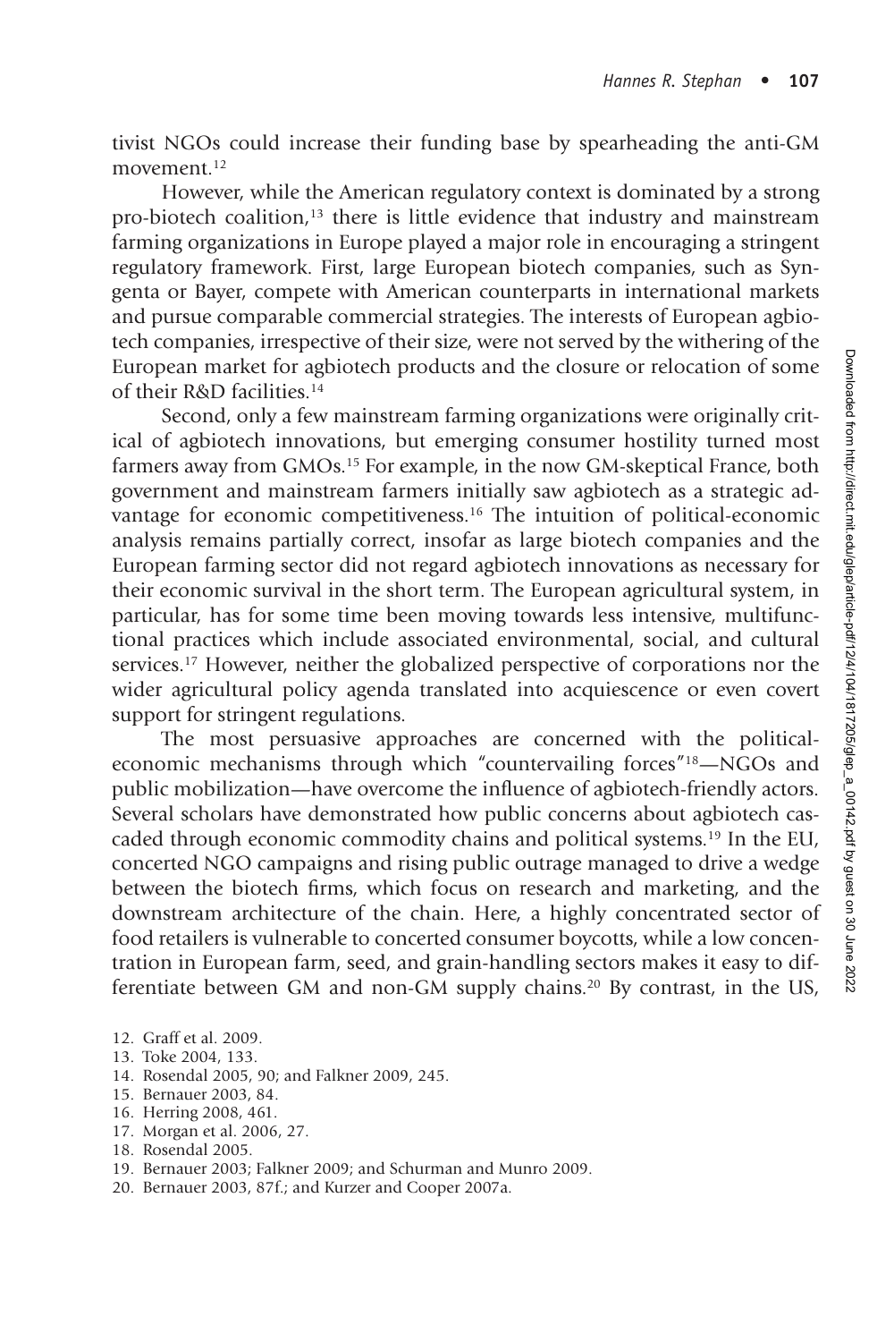tivist NGOs could increase their funding base by spearheading the anti-GM movement.[12]

However, while the American regulatory context is dominated by a strong pro-biotech coalition,[13] there is little evidence that industry and mainstream farming organizations in Europe played a major role in encouraging a stringent regulatory framework. First, large European biotech companies, such as Syngenta or Bayer, compete with American counterparts in international markets and pursue comparable commercial strategies. The interests of European agbiotech companies, irrespective of their size, were not served by the withering of the European market for agbiotech products and the closure or relocation of some of their R&D facilities.[14]

Second, only a few mainstream farming organizations were originally critical of agbiotech innovations, but emerging consumer hostility turned most farmers away from GMOs.[15] For example, in the now GM-skeptical France, both government and mainstream farmers initially saw agbiotech as a strategic advantage for economic competitiveness.[16] The intuition of political-economic analysis remains partially correct, insofar as large biotech companies and the European farming sector did not regard agbiotech innovations as necessary for their economic survival in the short term. The European agricultural system, in particular, has for some time been moving towards less intensive, multifunctional practices which include associated environmental, social, and cultural services.[17] However, neither the globalized perspective of corporations nor the wider agricultural policy agenda translated into acquiescence or even covert support for stringent regulations.

The most persuasive approaches are concerned with the political-economic mechanisms through which "countervailing forces"[18]—NGOs and public mobilization—have overcome the influence of agbiotech-friendly actors. Several scholars have demonstrated how public concerns about agbiotech cascaded through economic commodity chains and political systems.[19] In the EU, concerted NGO campaigns and rising public outrage managed to drive a wedge between the biotech firms, which focus on research and marketing, and the downstream architecture of the chain. Here, a highly concentrated sector of food retailers is vulnerable to concerted consumer boycotts, while a low concentration in European farm, seed, and grain-handling sectors makes it easy to differentiate between GM and non-GM supply chains.[20] By contrast, in the US,

12. Graff et al. 2009.
13. Toke 2004, 133.
14. Rosendal 2005, 90; and Falkner 2009, 245.
15. Bernauer 2003, 84.
16. Herring 2008, 461.
17. Morgan et al. 2006, 27.
18. Rosendal 2005.
19. Bernauer 2003; Falkner 2009; and Schurman and Munro 2009.
20. Bernauer 2003, 87f.; and Kurzer and Cooper 2007a.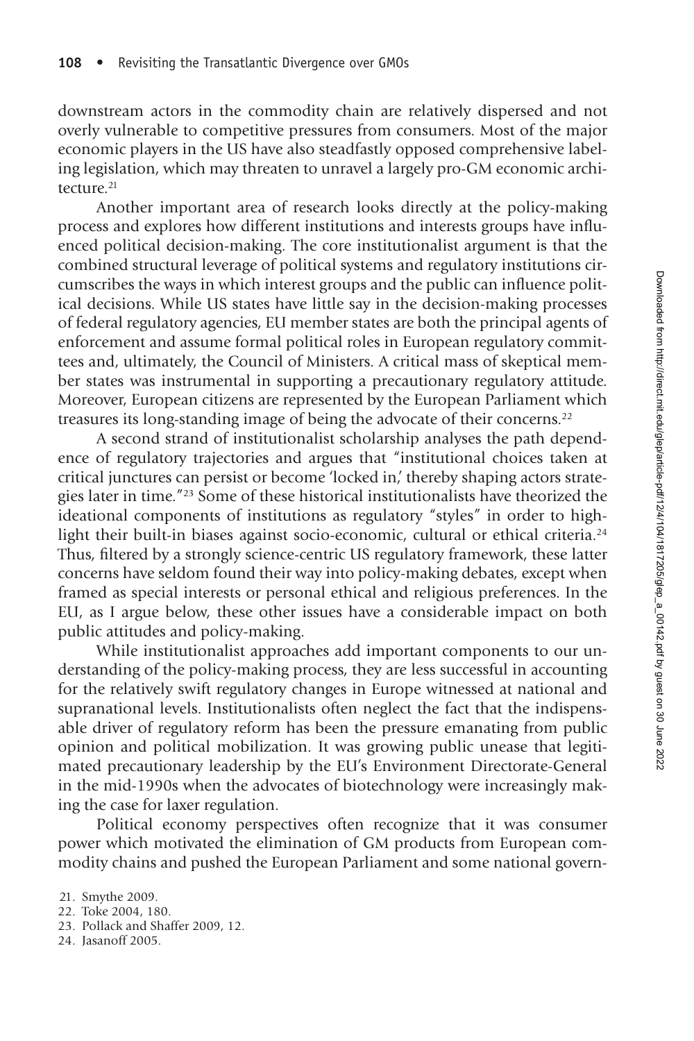downstream actors in the commodity chain are relatively dispersed and not overly vulnerable to competitive pressures from consumers. Most of the major economic players in the US have also steadfastly opposed comprehensive labeling legislation, which may threaten to unravel a largely pro-GM economic architecture.[21]

Another important area of research looks directly at the policy-making process and explores how different institutions and interests groups have influenced political decision-making. The core institutionalist argument is that the combined structural leverage of political systems and regulatory institutions circumscribes the ways in which interest groups and the public can influence political decisions. While US states have little say in the decision-making processes of federal regulatory agencies, EU member states are both the principal agents of enforcement and assume formal political roles in European regulatory committees and, ultimately, the Council of Ministers. A critical mass of skeptical member states was instrumental in supporting a precautionary regulatory attitude. Moreover, European citizens are represented by the European Parliament which treasures its long-standing image of being the advocate of their concerns.[22]

A second strand of institutionalist scholarship analyses the path dependence of regulatory trajectories and argues that "institutional choices taken at critical junctures can persist or become 'locked in,' thereby shaping actors strategies later in time."[23] Some of these historical institutionalists have theorized the ideational components of institutions as regulatory "styles" in order to highlight their built-in biases against socio-economic, cultural or ethical criteria.[24] Thus, filtered by a strongly science-centric US regulatory framework, these latter concerns have seldom found their way into policy-making debates, except when framed as special interests or personal ethical and religious preferences. In the EU, as I argue below, these other issues have a considerable impact on both public attitudes and policy-making.

While institutionalist approaches add important components to our understanding of the policy-making process, they are less successful in accounting for the relatively swift regulatory changes in Europe witnessed at national and supranational levels. Institutionalists often neglect the fact that the indispensable driver of regulatory reform has been the pressure emanating from public opinion and political mobilization. It was growing public unease that legitimated precautionary leadership by the EU's Environment Directorate-General in the mid-1990s when the advocates of biotechnology were increasingly making the case for laxer regulation.

Political economy perspectives often recognize that it was consumer power which motivated the elimination of GM products from European commodity chains and pushed the European Parliament and some national govern-

21. Smythe 2009.
22. Toke 2004, 180.
23. Pollack and Shaffer 2009, 12.
24. Jasanoff 2005.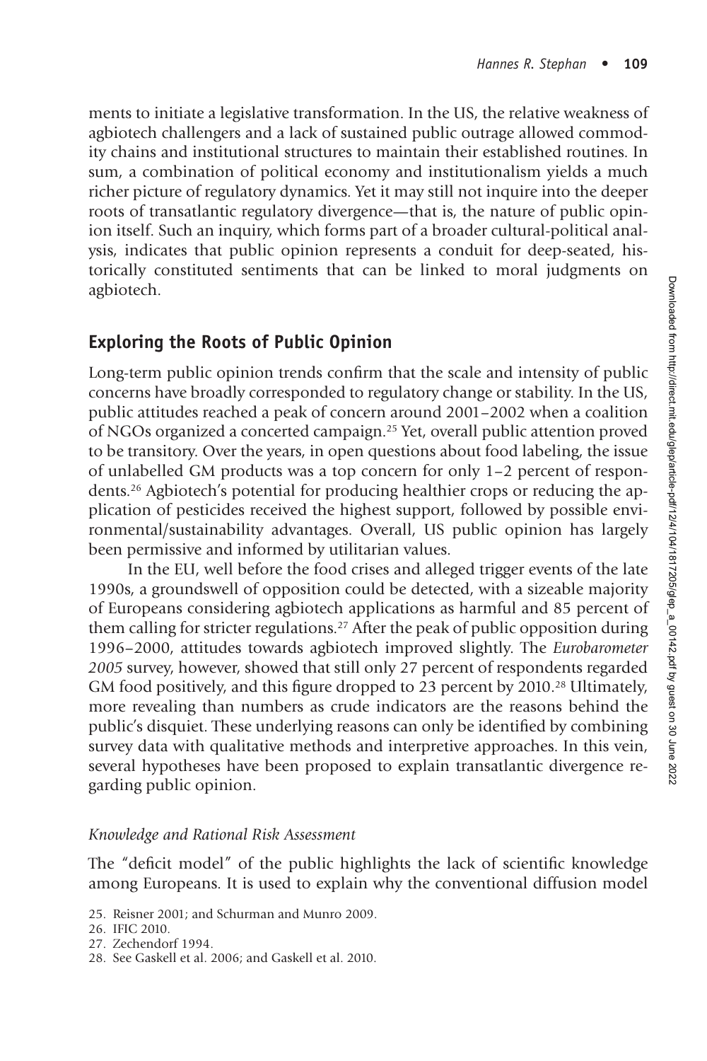ments to initiate a legislative transformation. In the US, the relative weakness of agbiotech challengers and a lack of sustained public outrage allowed commodity chains and institutional structures to maintain their established routines. In sum, a combination of political economy and institutionalism yields a much richer picture of regulatory dynamics. Yet it may still not inquire into the deeper roots of transatlantic regulatory divergence—that is, the nature of public opinion itself. Such an inquiry, which forms part of a broader cultural-political analysis, indicates that public opinion represents a conduit for deep-seated, historically constituted sentiments that can be linked to moral judgments on agbiotech.

## Exploring the Roots of Public Opinion

Long-term public opinion trends confirm that the scale and intensity of public concerns have broadly corresponded to regulatory change or stability. In the US, public attitudes reached a peak of concern around 2001–2002 when a coalition of NGOs organized a concerted campaign.[25] Yet, overall public attention proved to be transitory. Over the years, in open questions about food labeling, the issue of unlabelled GM products was a top concern for only 1–2 percent of respondents.[26] Agbiotech's potential for producing healthier crops or reducing the application of pesticides received the highest support, followed by possible environmental/sustainability advantages. Overall, US public opinion has largely been permissive and informed by utilitarian values.

In the EU, well before the food crises and alleged trigger events of the late 1990s, a groundswell of opposition could be detected, with a sizeable majority of Europeans considering agbiotech applications as harmful and 85 percent of them calling for stricter regulations.[27] After the peak of public opposition during 1996–2000, attitudes towards agbiotech improved slightly. The *Eurobarometer 2005* survey, however, showed that still only 27 percent of respondents regarded GM food positively, and this figure dropped to 23 percent by 2010.[28] Ultimately, more revealing than numbers as crude indicators are the reasons behind the public's disquiet. These underlying reasons can only be identified by combining survey data with qualitative methods and interpretive approaches. In this vein, several hypotheses have been proposed to explain transatlantic divergence regarding public opinion.

### *Knowledge and Rational Risk Assessment*

The "deficit model" of the public highlights the lack of scientific knowledge among Europeans. It is used to explain why the conventional diffusion model

25. Reisner 2001; and Schurman and Munro 2009.
26. IFIC 2010.
27. Zechendorf 1994.
28. See Gaskell et al. 2006; and Gaskell et al. 2010.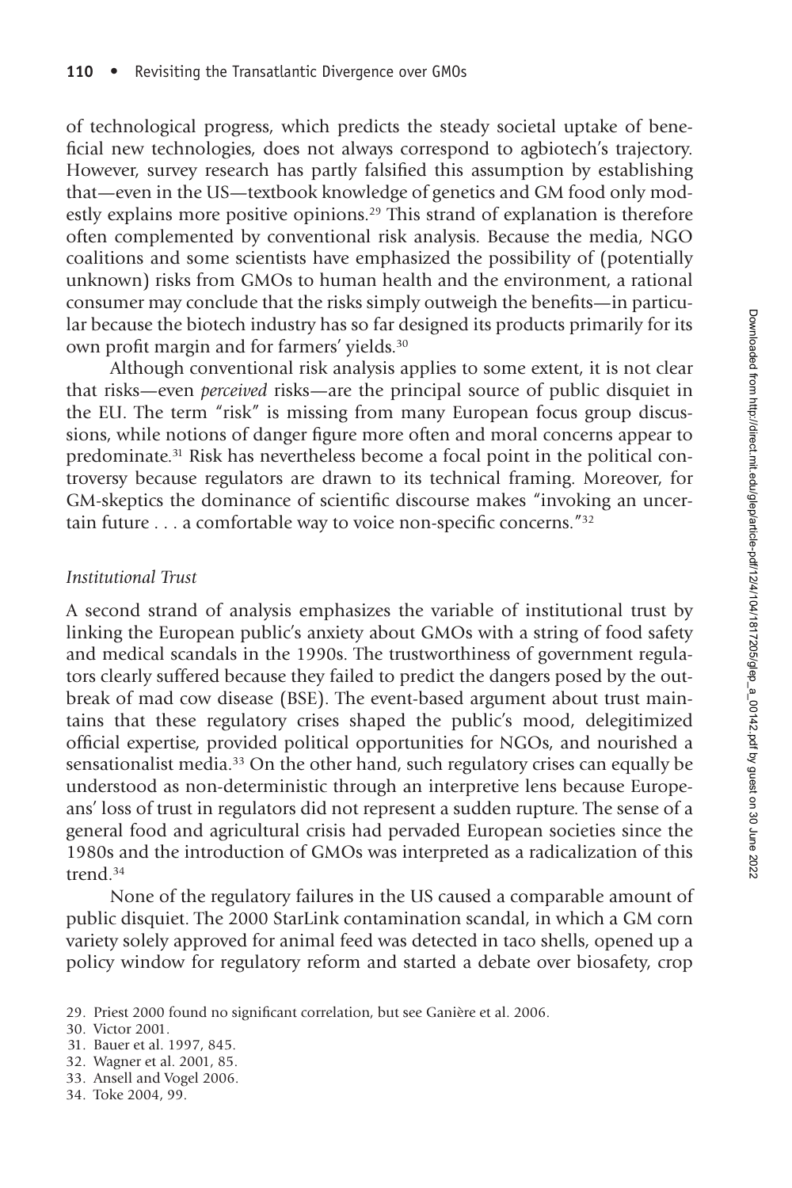of technological progress, which predicts the steady societal uptake of beneficial new technologies, does not always correspond to agbiotech's trajectory. However, survey research has partly falsified this assumption by establishing that—even in the US—textbook knowledge of genetics and GM food only modestly explains more positive opinions.[29] This strand of explanation is therefore often complemented by conventional risk analysis. Because the media, NGO coalitions and some scientists have emphasized the possibility of (potentially unknown) risks from GMOs to human health and the environment, a rational consumer may conclude that the risks simply outweigh the benefits—in particular because the biotech industry has so far designed its products primarily for its own profit margin and for farmers' yields.[30]

Although conventional risk analysis applies to some extent, it is not clear that risks—even *perceived* risks—are the principal source of public disquiet in the EU. The term "risk" is missing from many European focus group discussions, while notions of danger figure more often and moral concerns appear to predominate.[31] Risk has nevertheless become a focal point in the political controversy because regulators are drawn to its technical framing. Moreover, for GM-skeptics the dominance of scientific discourse makes "invoking an uncertain future . . . a comfortable way to voice non-specific concerns."[32]

### *Institutional Trust*

A second strand of analysis emphasizes the variable of institutional trust by linking the European public's anxiety about GMOs with a string of food safety and medical scandals in the 1990s. The trustworthiness of government regulators clearly suffered because they failed to predict the dangers posed by the outbreak of mad cow disease (BSE). The event-based argument about trust maintains that these regulatory crises shaped the public's mood, delegitimized official expertise, provided political opportunities for NGOs, and nourished a sensationalist media.[33] On the other hand, such regulatory crises can equally be understood as non-deterministic through an interpretive lens because Europeans' loss of trust in regulators did not represent a sudden rupture. The sense of a general food and agricultural crisis had pervaded European societies since the 1980s and the introduction of GMOs was interpreted as a radicalization of this trend.[34]

None of the regulatory failures in the US caused a comparable amount of public disquiet. The 2000 StarLink contamination scandal, in which a GM corn variety solely approved for animal feed was detected in taco shells, opened up a policy window for regulatory reform and started a debate over biosafety, crop

29. Priest 2000 found no significant correlation, but see Ganière et al. 2006.
30. Victor 2001.
31. Bauer et al. 1997, 845.
32. Wagner et al. 2001, 85.
33. Ansell and Vogel 2006.
34. Toke 2004, 99.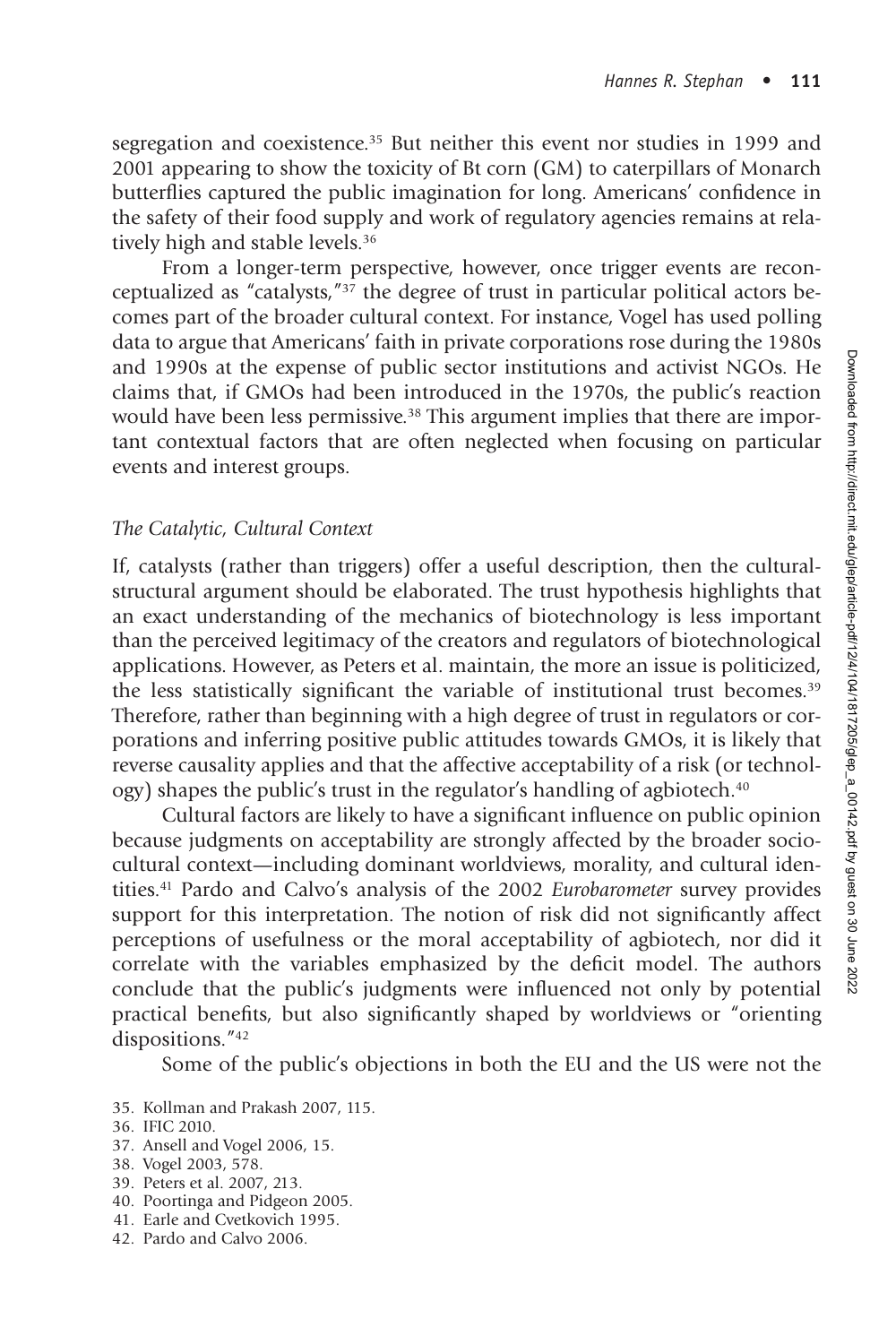segregation and coexistence.[35] But neither this event nor studies in 1999 and 2001 appearing to show the toxicity of Bt corn (GM) to caterpillars of Monarch butterflies captured the public imagination for long. Americans' confidence in the safety of their food supply and work of regulatory agencies remains at relatively high and stable levels.[36]

From a longer-term perspective, however, once trigger events are reconceptualized as "catalysts,"[37] the degree of trust in particular political actors becomes part of the broader cultural context. For instance, Vogel has used polling data to argue that Americans' faith in private corporations rose during the 1980s and 1990s at the expense of public sector institutions and activist NGOs. He claims that, if GMOs had been introduced in the 1970s, the public's reaction would have been less permissive.[38] This argument implies that there are important contextual factors that are often neglected when focusing on particular events and interest groups.

### *The Catalytic, Cultural Context*

If, catalysts (rather than triggers) offer a useful description, then the cultural-structural argument should be elaborated. The trust hypothesis highlights that an exact understanding of the mechanics of biotechnology is less important than the perceived legitimacy of the creators and regulators of biotechnological applications. However, as Peters et al. maintain, the more an issue is politicized, the less statistically significant the variable of institutional trust becomes.[39] Therefore, rather than beginning with a high degree of trust in regulators or corporations and inferring positive public attitudes towards GMOs, it is likely that reverse causality applies and that the affective acceptability of a risk (or technology) shapes the public's trust in the regulator's handling of agbiotech.[40]

Cultural factors are likely to have a significant influence on public opinion because judgments on acceptability are strongly affected by the broader sociocultural context—including dominant worldviews, morality, and cultural identities.[41] Pardo and Calvo's analysis of the 2002 *Eurobarometer* survey provides support for this interpretation. The notion of risk did not significantly affect perceptions of usefulness or the moral acceptability of agbiotech, nor did it correlate with the variables emphasized by the deficit model. The authors conclude that the public's judgments were influenced not only by potential practical benefits, but also significantly shaped by worldviews or "orienting dispositions."[42]

Some of the public's objections in both the EU and the US were not the

35. Kollman and Prakash 2007, 115.
36. IFIC 2010.
37. Ansell and Vogel 2006, 15.
38. Vogel 2003, 578.
39. Peters et al. 2007, 213.
40. Poortinga and Pidgeon 2005.
41. Earle and Cvetkovich 1995.
42. Pardo and Calvo 2006.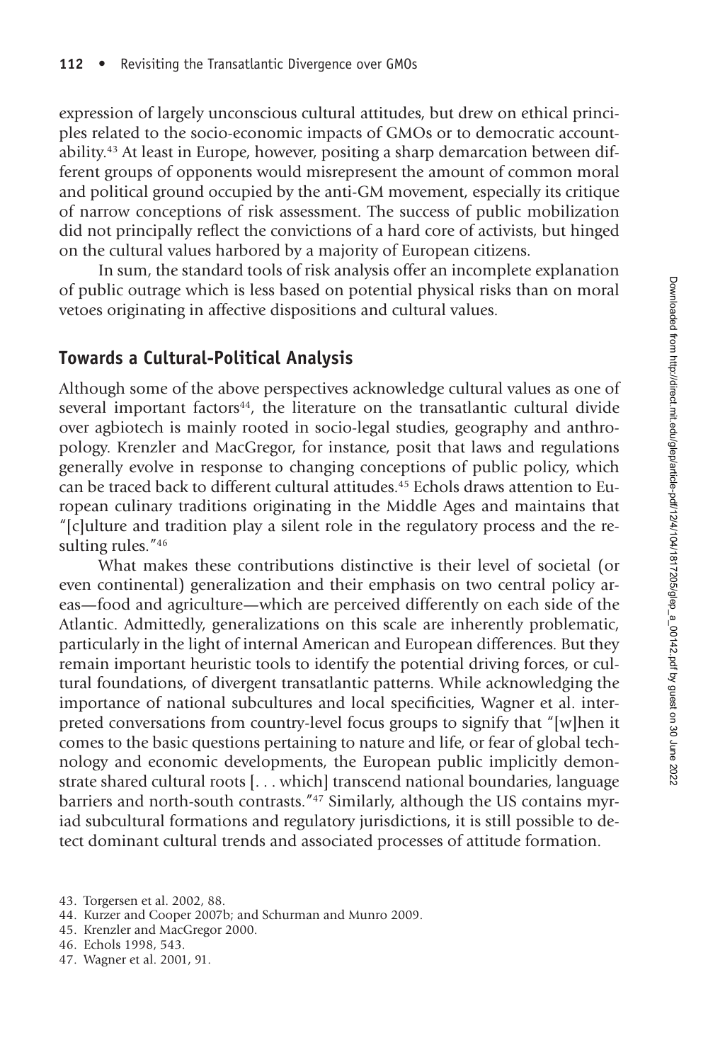expression of largely unconscious cultural attitudes, but drew on ethical principles related to the socio-economic impacts of GMOs or to democratic accountability.[43] At least in Europe, however, positing a sharp demarcation between different groups of opponents would misrepresent the amount of common moral and political ground occupied by the anti-GM movement, especially its critique of narrow conceptions of risk assessment. The success of public mobilization did not principally reflect the convictions of a hard core of activists, but hinged on the cultural values harbored by a majority of European citizens.

In sum, the standard tools of risk analysis offer an incomplete explanation of public outrage which is less based on potential physical risks than on moral vetoes originating in affective dispositions and cultural values.

## Towards a Cultural-Political Analysis

Although some of the above perspectives acknowledge cultural values as one of several important factors[44], the literature on the transatlantic cultural divide over agbiotech is mainly rooted in socio-legal studies, geography and anthropology. Krenzler and MacGregor, for instance, posit that laws and regulations generally evolve in response to changing conceptions of public policy, which can be traced back to different cultural attitudes.[45] Echols draws attention to European culinary traditions originating in the Middle Ages and maintains that "[c]ulture and tradition play a silent role in the regulatory process and the resulting rules."[46]

What makes these contributions distinctive is their level of societal (or even continental) generalization and their emphasis on two central policy areas—food and agriculture—which are perceived differently on each side of the Atlantic. Admittedly, generalizations on this scale are inherently problematic, particularly in the light of internal American and European differences. But they remain important heuristic tools to identify the potential driving forces, or cultural foundations, of divergent transatlantic patterns. While acknowledging the importance of national subcultures and local specificities, Wagner et al. interpreted conversations from country-level focus groups to signify that "[w]hen it comes to the basic questions pertaining to nature and life, or fear of global technology and economic developments, the European public implicitly demonstrate shared cultural roots [. . . which] transcend national boundaries, language barriers and north-south contrasts."[47] Similarly, although the US contains myriad subcultural formations and regulatory jurisdictions, it is still possible to detect dominant cultural trends and associated processes of attitude formation.

43. Torgersen et al. 2002, 88.
44. Kurzer and Cooper 2007b; and Schurman and Munro 2009.
45. Krenzler and MacGregor 2000.
46. Echols 1998, 543.
47. Wagner et al. 2001, 91.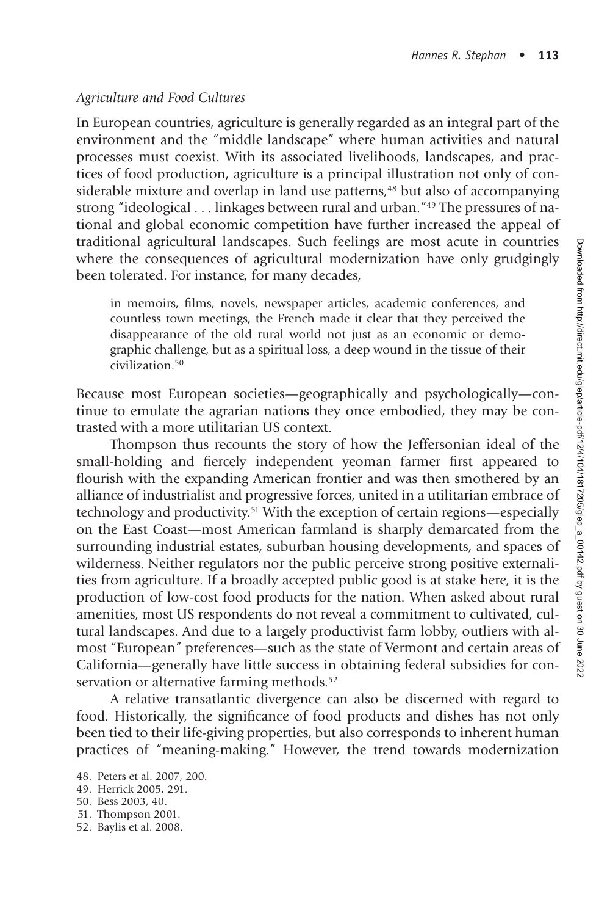*Agriculture and Food Cultures*

In European countries, agriculture is generally regarded as an integral part of the environment and the "middle landscape" where human activities and natural processes must coexist. With its associated livelihoods, landscapes, and practices of food production, agriculture is a principal illustration not only of considerable mixture and overlap in land use patterns,[48] but also of accompanying strong "ideological . . . linkages between rural and urban."[49] The pressures of national and global economic competition have further increased the appeal of traditional agricultural landscapes. Such feelings are most acute in countries where the consequences of agricultural modernization have only grudgingly been tolerated. For instance, for many decades,

> in memoirs, films, novels, newspaper articles, academic conferences, and countless town meetings, the French made it clear that they perceived the disappearance of the old rural world not just as an economic or demographic challenge, but as a spiritual loss, a deep wound in the tissue of their civilization.[50]

Because most European societies—geographically and psychologically—continue to emulate the agrarian nations they once embodied, they may be contrasted with a more utilitarian US context.

Thompson thus recounts the story of how the Jeffersonian ideal of the small-holding and fiercely independent yeoman farmer first appeared to flourish with the expanding American frontier and was then smothered by an alliance of industrialist and progressive forces, united in a utilitarian embrace of technology and productivity.[51] With the exception of certain regions—especially on the East Coast—most American farmland is sharply demarcated from the surrounding industrial estates, suburban housing developments, and spaces of wilderness. Neither regulators nor the public perceive strong positive externalities from agriculture. If a broadly accepted public good is at stake here, it is the production of low-cost food products for the nation. When asked about rural amenities, most US respondents do not reveal a commitment to cultivated, cultural landscapes. And due to a largely productivist farm lobby, outliers with almost "European" preferences—such as the state of Vermont and certain areas of California—generally have little success in obtaining federal subsidies for conservation or alternative farming methods.[52]

A relative transatlantic divergence can also be discerned with regard to food. Historically, the significance of food products and dishes has not only been tied to their life-giving properties, but also corresponds to inherent human practices of "meaning-making." However, the trend towards modernization

48. Peters et al. 2007, 200.
49. Herrick 2005, 291.
50. Bess 2003, 40.
51. Thompson 2001.
52. Baylis et al. 2008.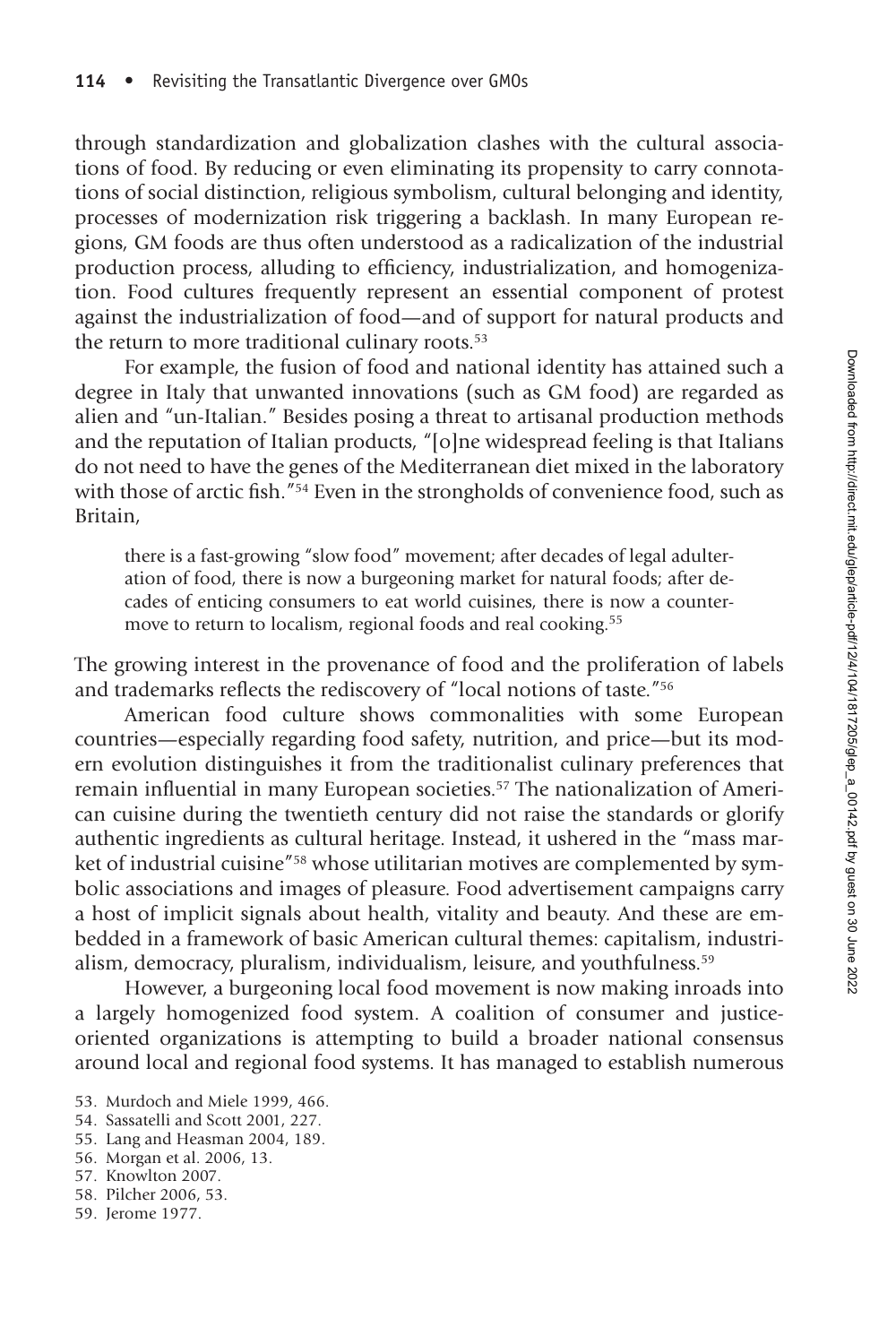through standardization and globalization clashes with the cultural associations of food. By reducing or even eliminating its propensity to carry connotations of social distinction, religious symbolism, cultural belonging and identity, processes of modernization risk triggering a backlash. In many European regions, GM foods are thus often understood as a radicalization of the industrial production process, alluding to efficiency, industrialization, and homogenization. Food cultures frequently represent an essential component of protest against the industrialization of food—and of support for natural products and the return to more traditional culinary roots.[53]

For example, the fusion of food and national identity has attained such a degree in Italy that unwanted innovations (such as GM food) are regarded as alien and "un-Italian." Besides posing a threat to artisanal production methods and the reputation of Italian products, "[o]ne widespread feeling is that Italians do not need to have the genes of the Mediterranean diet mixed in the laboratory with those of arctic fish."[54] Even in the strongholds of convenience food, such as Britain,

> there is a fast-growing "slow food" movement; after decades of legal adulteration of food, there is now a burgeoning market for natural foods; after decades of enticing consumers to eat world cuisines, there is now a countermove to return to localism, regional foods and real cooking.[55]

The growing interest in the provenance of food and the proliferation of labels and trademarks reflects the rediscovery of "local notions of taste."[56]

American food culture shows commonalities with some European countries—especially regarding food safety, nutrition, and price—but its modern evolution distinguishes it from the traditionalist culinary preferences that remain influential in many European societies.[57] The nationalization of American cuisine during the twentieth century did not raise the standards or glorify authentic ingredients as cultural heritage. Instead, it ushered in the "mass market of industrial cuisine"[58] whose utilitarian motives are complemented by symbolic associations and images of pleasure. Food advertisement campaigns carry a host of implicit signals about health, vitality and beauty. And these are embedded in a framework of basic American cultural themes: capitalism, industrialism, democracy, pluralism, individualism, leisure, and youthfulness.[59]

However, a burgeoning local food movement is now making inroads into a largely homogenized food system. A coalition of consumer and justice-oriented organizations is attempting to build a broader national consensus around local and regional food systems. It has managed to establish numerous

53. Murdoch and Miele 1999, 466.
54. Sassatelli and Scott 2001, 227.
55. Lang and Heasman 2004, 189.
56. Morgan et al. 2006, 13.
57. Knowlton 2007.
58. Pilcher 2006, 53.
59. Jerome 1977.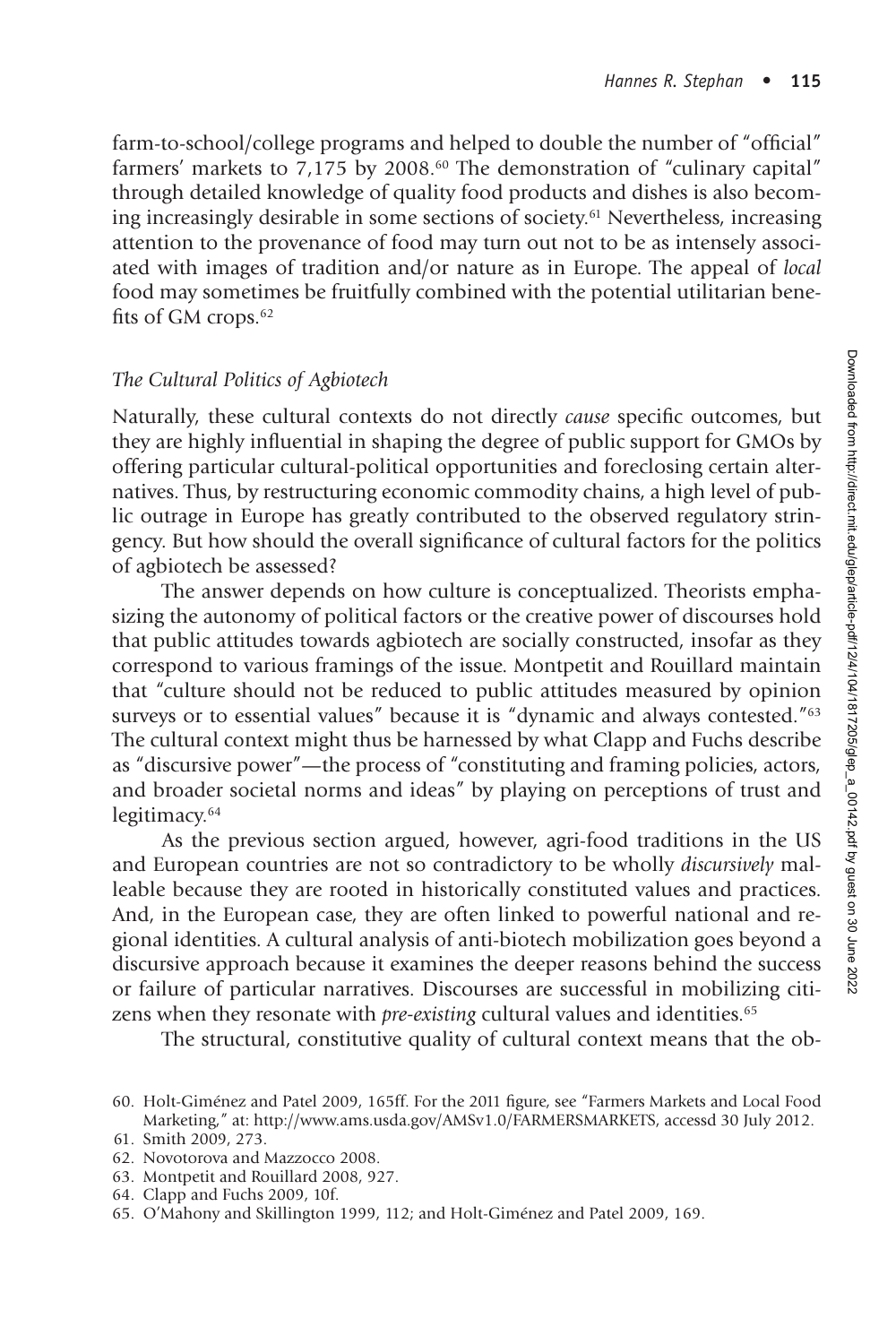farm-to-school/college programs and helped to double the number of "official" farmers' markets to 7,175 by 2008.[60] The demonstration of "culinary capital" through detailed knowledge of quality food products and dishes is also becoming increasingly desirable in some sections of society.[61] Nevertheless, increasing attention to the provenance of food may turn out not to be as intensely associated with images of tradition and/or nature as in Europe. The appeal of *local* food may sometimes be fruitfully combined with the potential utilitarian benefits of GM crops.[62]

### *The Cultural Politics of Agbiotech*

Naturally, these cultural contexts do not directly *cause* specific outcomes, but they are highly influential in shaping the degree of public support for GMOs by offering particular cultural-political opportunities and foreclosing certain alternatives. Thus, by restructuring economic commodity chains, a high level of public outrage in Europe has greatly contributed to the observed regulatory stringency. But how should the overall significance of cultural factors for the politics of agbiotech be assessed?

The answer depends on how culture is conceptualized. Theorists emphasizing the autonomy of political factors or the creative power of discourses hold that public attitudes towards agbiotech are socially constructed, insofar as they correspond to various framings of the issue. Montpetit and Rouillard maintain that "culture should not be reduced to public attitudes measured by opinion surveys or to essential values" because it is "dynamic and always contested."[63] The cultural context might thus be harnessed by what Clapp and Fuchs describe as "discursive power"—the process of "constituting and framing policies, actors, and broader societal norms and ideas" by playing on perceptions of trust and legitimacy.[64]

As the previous section argued, however, agri-food traditions in the US and European countries are not so contradictory to be wholly *discursively* malleable because they are rooted in historically constituted values and practices. And, in the European case, they are often linked to powerful national and regional identities. A cultural analysis of anti-biotech mobilization goes beyond a discursive approach because it examines the deeper reasons behind the success or failure of particular narratives. Discourses are successful in mobilizing citizens when they resonate with *pre-existing* cultural values and identities.[65]

The structural, constitutive quality of cultural context means that the ob-

60. Holt-Giménez and Patel 2009, 165ff. For the 2011 figure, see "Farmers Markets and Local Food Marketing," at: http://www.ams.usda.gov/AMSv1.0/FARMERSMARKETS, accessd 30 July 2012.
61. Smith 2009, 273.
62. Novotorova and Mazzocco 2008.
63. Montpetit and Rouillard 2008, 927.
64. Clapp and Fuchs 2009, 10f.
65. O'Mahony and Skillington 1999, 112; and Holt-Giménez and Patel 2009, 169.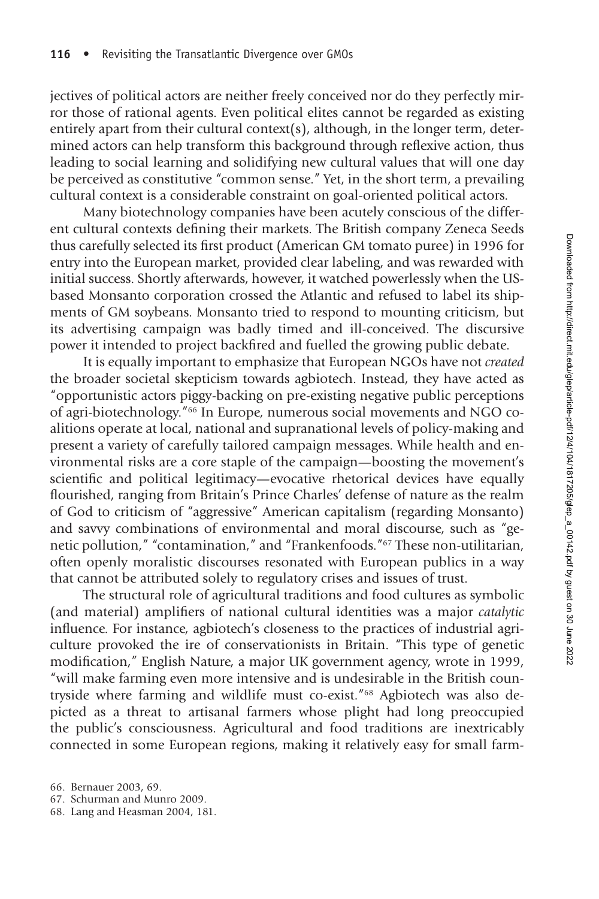jectives of political actors are neither freely conceived nor do they perfectly mirror those of rational agents. Even political elites cannot be regarded as existing entirely apart from their cultural context(s), although, in the longer term, determined actors can help transform this background through reflexive action, thus leading to social learning and solidifying new cultural values that will one day be perceived as constitutive "common sense." Yet, in the short term, a prevailing cultural context is a considerable constraint on goal-oriented political actors.

Many biotechnology companies have been acutely conscious of the different cultural contexts defining their markets. The British company Zeneca Seeds thus carefully selected its first product (American GM tomato puree) in 1996 for entry into the European market, provided clear labeling, and was rewarded with initial success. Shortly afterwards, however, it watched powerlessly when the US-based Monsanto corporation crossed the Atlantic and refused to label its shipments of GM soybeans. Monsanto tried to respond to mounting criticism, but its advertising campaign was badly timed and ill-conceived. The discursive power it intended to project backfired and fuelled the growing public debate.

It is equally important to emphasize that European NGOs have not *created* the broader societal skepticism towards agbiotech. Instead, they have acted as "opportunistic actors piggy-backing on pre-existing negative public perceptions of agri-biotechnology."[66] In Europe, numerous social movements and NGO coalitions operate at local, national and supranational levels of policy-making and present a variety of carefully tailored campaign messages. While health and environmental risks are a core staple of the campaign—boosting the movement's scientific and political legitimacy—evocative rhetorical devices have equally flourished, ranging from Britain's Prince Charles' defense of nature as the realm of God to criticism of "aggressive" American capitalism (regarding Monsanto) and savvy combinations of environmental and moral discourse, such as "genetic pollution," "contamination," and "Frankenfoods."[67] These non-utilitarian, often openly moralistic discourses resonated with European publics in a way that cannot be attributed solely to regulatory crises and issues of trust.

The structural role of agricultural traditions and food cultures as symbolic (and material) amplifiers of national cultural identities was a major *catalytic* influence. For instance, agbiotech's closeness to the practices of industrial agriculture provoked the ire of conservationists in Britain. "This type of genetic modification," English Nature, a major UK government agency, wrote in 1999, "will make farming even more intensive and is undesirable in the British countryside where farming and wildlife must co-exist."[68] Agbiotech was also depicted as a threat to artisanal farmers whose plight had long preoccupied the public's consciousness. Agricultural and food traditions are inextricably connected in some European regions, making it relatively easy for small farm-

66. Bernauer 2003, 69.
67. Schurman and Munro 2009.
68. Lang and Heasman 2004, 181.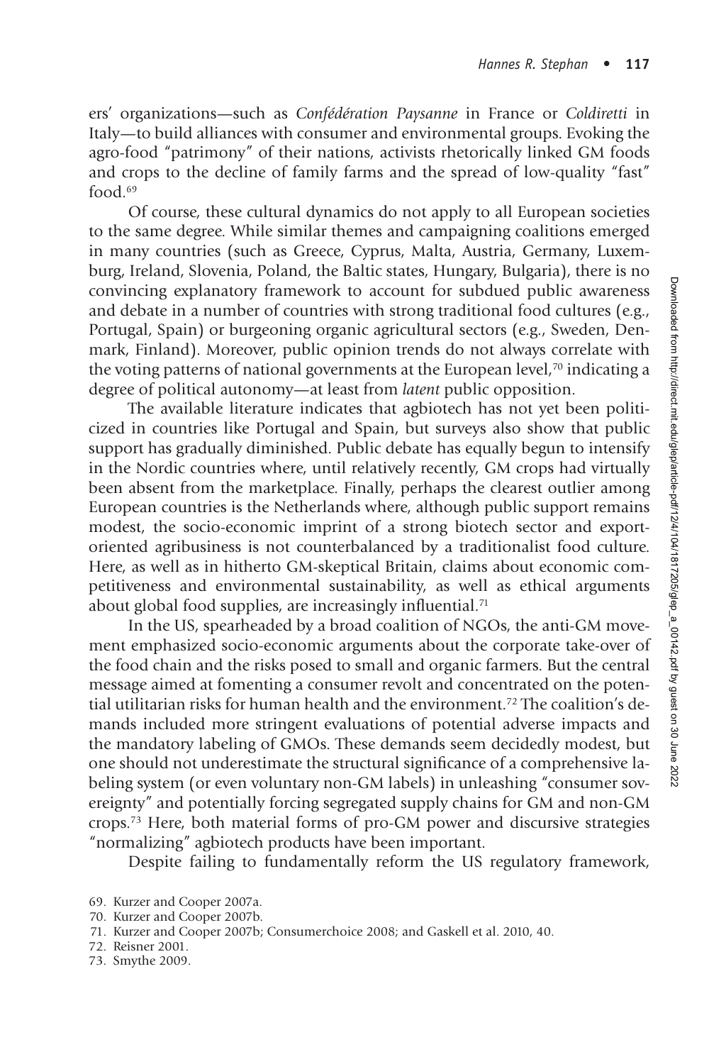ers' organizations—such as *Confédération Paysanne* in France or *Coldiretti* in Italy—to build alliances with consumer and environmental groups. Evoking the agro-food "patrimony" of their nations, activists rhetorically linked GM foods and crops to the decline of family farms and the spread of low-quality "fast" food.[69]

Of course, these cultural dynamics do not apply to all European societies to the same degree. While similar themes and campaigning coalitions emerged in many countries (such as Greece, Cyprus, Malta, Austria, Germany, Luxemburg, Ireland, Slovenia, Poland, the Baltic states, Hungary, Bulgaria), there is no convincing explanatory framework to account for subdued public awareness and debate in a number of countries with strong traditional food cultures (e.g., Portugal, Spain) or burgeoning organic agricultural sectors (e.g., Sweden, Denmark, Finland). Moreover, public opinion trends do not always correlate with the voting patterns of national governments at the European level,[70] indicating a degree of political autonomy—at least from *latent* public opposition.

The available literature indicates that agbiotech has not yet been politicized in countries like Portugal and Spain, but surveys also show that public support has gradually diminished. Public debate has equally begun to intensify in the Nordic countries where, until relatively recently, GM crops had virtually been absent from the marketplace. Finally, perhaps the clearest outlier among European countries is the Netherlands where, although public support remains modest, the socio-economic imprint of a strong biotech sector and export-oriented agribusiness is not counterbalanced by a traditionalist food culture. Here, as well as in hitherto GM-skeptical Britain, claims about economic competitiveness and environmental sustainability, as well as ethical arguments about global food supplies, are increasingly influential.[71]

In the US, spearheaded by a broad coalition of NGOs, the anti-GM movement emphasized socio-economic arguments about the corporate take-over of the food chain and the risks posed to small and organic farmers. But the central message aimed at fomenting a consumer revolt and concentrated on the potential utilitarian risks for human health and the environment.[72] The coalition's demands included more stringent evaluations of potential adverse impacts and the mandatory labeling of GMOs. These demands seem decidedly modest, but one should not underestimate the structural significance of a comprehensive labeling system (or even voluntary non-GM labels) in unleashing "consumer sovereignty" and potentially forcing segregated supply chains for GM and non-GM crops.[73] Here, both material forms of pro-GM power and discursive strategies "normalizing" agbiotech products have been important.

Despite failing to fundamentally reform the US regulatory framework,

69. Kurzer and Cooper 2007a.
70. Kurzer and Cooper 2007b.
71. Kurzer and Cooper 2007b; Consumerchoice 2008; and Gaskell et al. 2010, 40.
72. Reisner 2001.
73. Smythe 2009.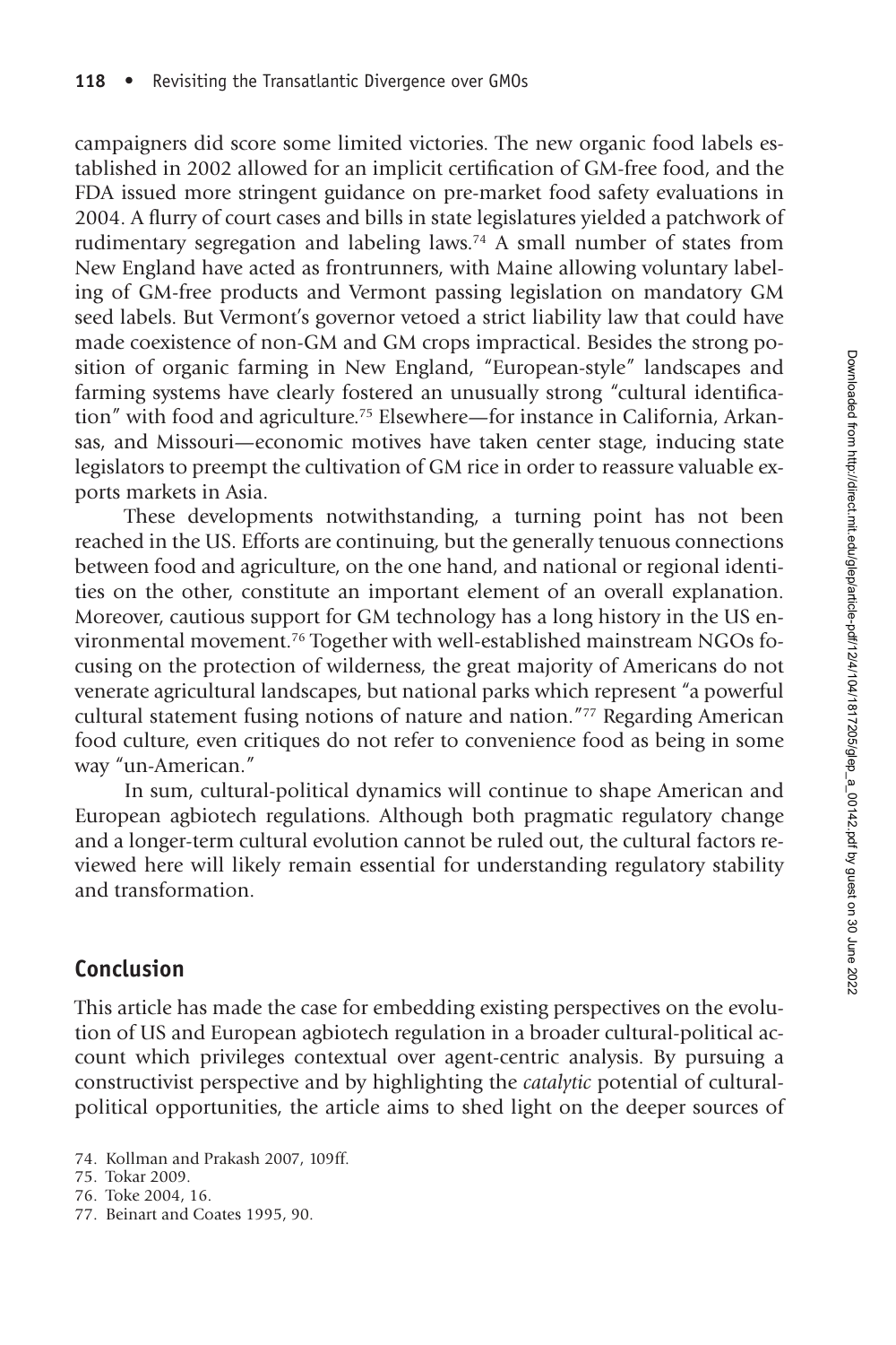campaigners did score some limited victories. The new organic food labels established in 2002 allowed for an implicit certification of GM-free food, and the FDA issued more stringent guidance on pre-market food safety evaluations in 2004. A flurry of court cases and bills in state legislatures yielded a patchwork of rudimentary segregation and labeling laws.[74] A small number of states from New England have acted as frontrunners, with Maine allowing voluntary labeling of GM-free products and Vermont passing legislation on mandatory GM seed labels. But Vermont's governor vetoed a strict liability law that could have made coexistence of non-GM and GM crops impractical. Besides the strong position of organic farming in New England, "European-style" landscapes and farming systems have clearly fostered an unusually strong "cultural identification" with food and agriculture.[75] Elsewhere—for instance in California, Arkansas, and Missouri—economic motives have taken center stage, inducing state legislators to preempt the cultivation of GM rice in order to reassure valuable exports markets in Asia.

These developments notwithstanding, a turning point has not been reached in the US. Efforts are continuing, but the generally tenuous connections between food and agriculture, on the one hand, and national or regional identities on the other, constitute an important element of an overall explanation. Moreover, cautious support for GM technology has a long history in the US environmental movement.[76] Together with well-established mainstream NGOs focusing on the protection of wilderness, the great majority of Americans do not venerate agricultural landscapes, but national parks which represent "a powerful cultural statement fusing notions of nature and nation."[77] Regarding American food culture, even critiques do not refer to convenience food as being in some way "un-American."

In sum, cultural-political dynamics will continue to shape American and European agbiotech regulations. Although both pragmatic regulatory change and a longer-term cultural evolution cannot be ruled out, the cultural factors reviewed here will likely remain essential for understanding regulatory stability and transformation.

## Conclusion

This article has made the case for embedding existing perspectives on the evolution of US and European agbiotech regulation in a broader cultural-political account which privileges contextual over agent-centric analysis. By pursuing a constructivist perspective and by highlighting the *catalytic* potential of cultural-political opportunities, the article aims to shed light on the deeper sources of

74. Kollman and Prakash 2007, 109ff.
75. Tokar 2009.
76. Toke 2004, 16.
77. Beinart and Coates 1995, 90.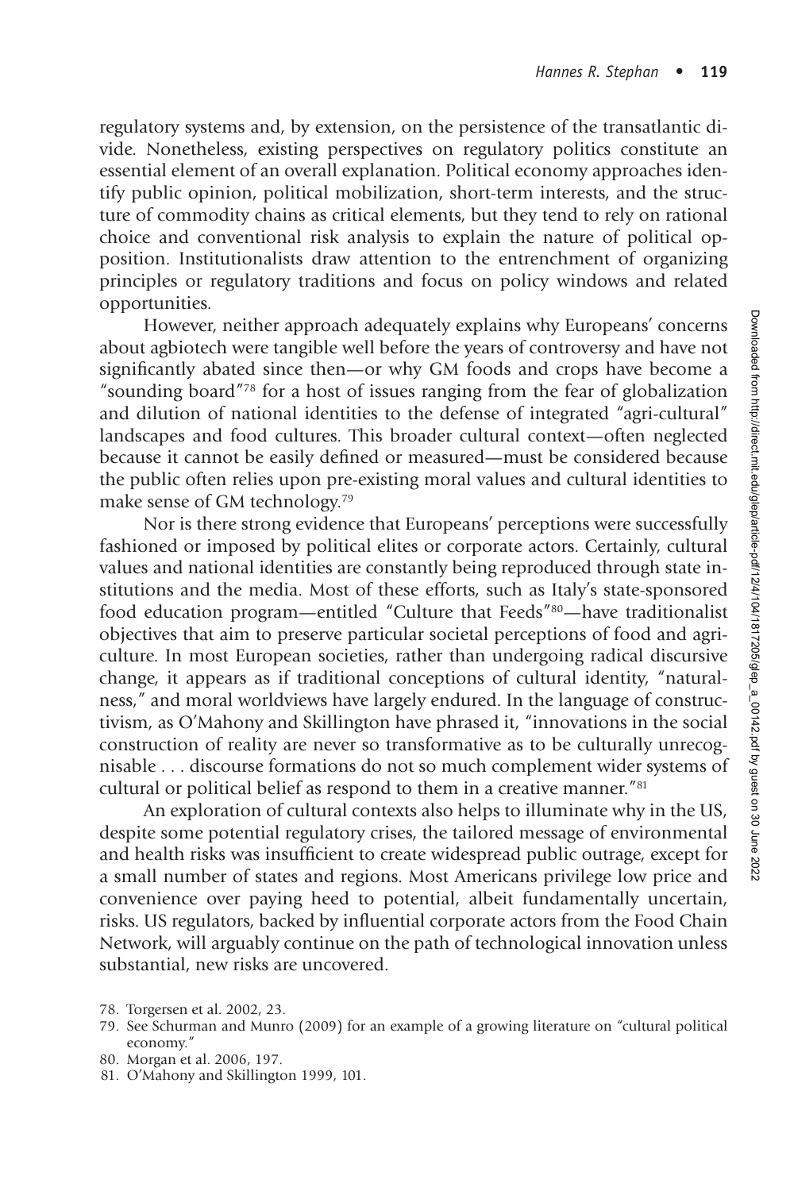regulatory systems and, by extension, on the persistence of the transatlantic divide. Nonetheless, existing perspectives on regulatory politics constitute an essential element of an overall explanation. Political economy approaches identify public opinion, political mobilization, short-term interests, and the structure of commodity chains as critical elements, but they tend to rely on rational choice and conventional risk analysis to explain the nature of political opposition. Institutionalists draw attention to the entrenchment of organizing principles or regulatory traditions and focus on policy windows and related opportunities.

However, neither approach adequately explains why Europeans' concerns about agbiotech were tangible well before the years of controversy and have not significantly abated since then—or why GM foods and crops have become a "sounding board"[78] for a host of issues ranging from the fear of globalization and dilution of national identities to the defense of integrated "agri-cultural" landscapes and food cultures. This broader cultural context—often neglected because it cannot be easily defined or measured—must be considered because the public often relies upon pre-existing moral values and cultural identities to make sense of GM technology.[79]

Nor is there strong evidence that Europeans' perceptions were successfully fashioned or imposed by political elites or corporate actors. Certainly, cultural values and national identities are constantly being reproduced through state institutions and the media. Most of these efforts, such as Italy's state-sponsored food education program—entitled "Culture that Feeds"[80]—have traditionalist objectives that aim to preserve particular societal perceptions of food and agriculture. In most European societies, rather than undergoing radical discursive change, it appears as if traditional conceptions of cultural identity, "naturalness," and moral worldviews have largely endured. In the language of constructivism, as O'Mahony and Skillington have phrased it, "innovations in the social construction of reality are never so transformative as to be culturally unrecognisable . . . discourse formations do not so much complement wider systems of cultural or political belief as respond to them in a creative manner."[81]

An exploration of cultural contexts also helps to illuminate why in the US, despite some potential regulatory crises, the tailored message of environmental and health risks was insufficient to create widespread public outrage, except for a small number of states and regions. Most Americans privilege low price and convenience over paying heed to potential, albeit fundamentally uncertain, risks. US regulators, backed by influential corporate actors from the Food Chain Network, will arguably continue on the path of technological innovation unless substantial, new risks are uncovered.

78. Torgersen et al. 2002, 23.
79. See Schurman and Munro (2009) for an example of a growing literature on "cultural political economy."
80. Morgan et al. 2006, 197.
81. O'Mahony and Skillington 1999, 101.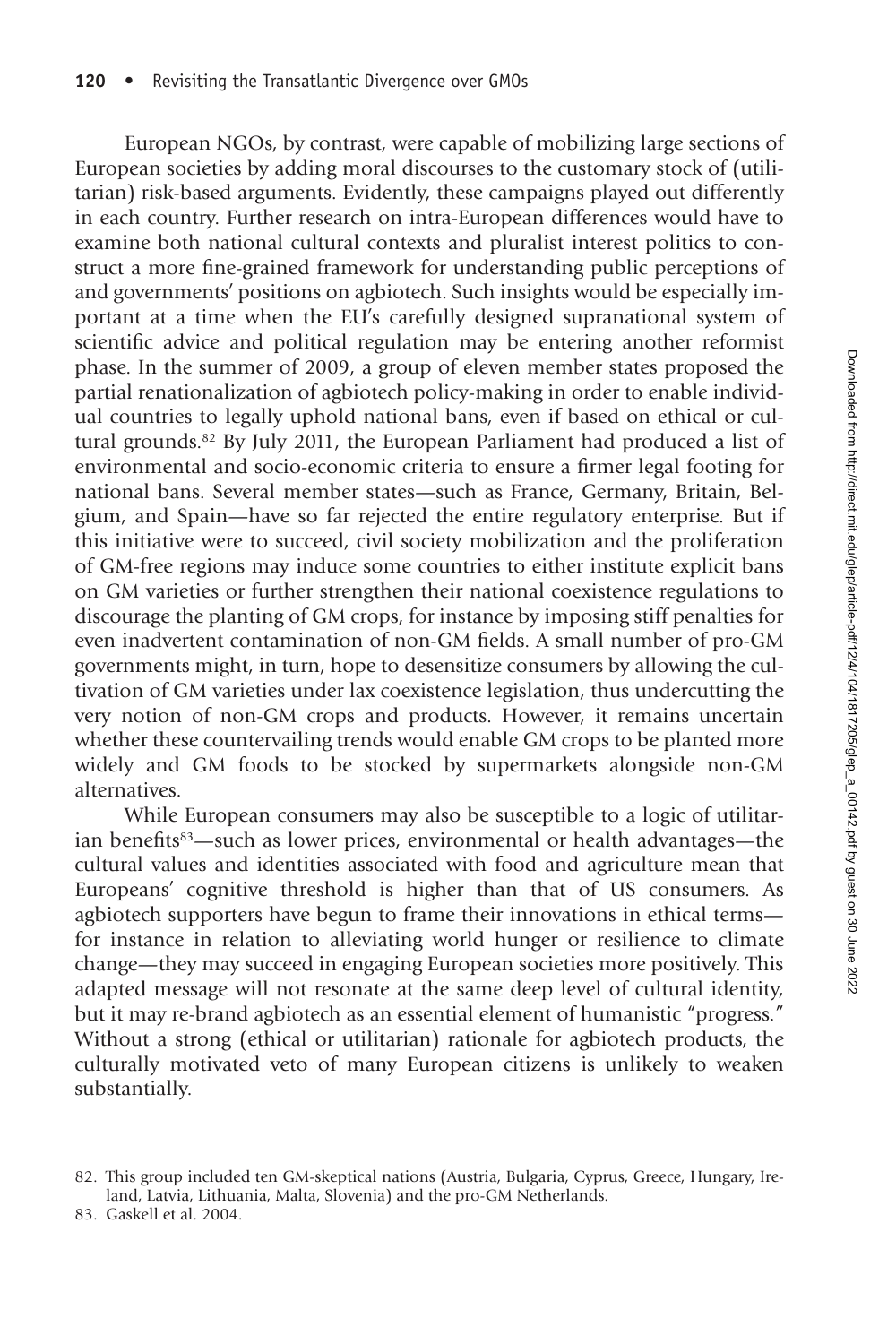European NGOs, by contrast, were capable of mobilizing large sections of European societies by adding moral discourses to the customary stock of (utilitarian) risk-based arguments. Evidently, these campaigns played out differently in each country. Further research on intra-European differences would have to examine both national cultural contexts and pluralist interest politics to construct a more fine-grained framework for understanding public perceptions of and governments' positions on agbiotech. Such insights would be especially important at a time when the EU's carefully designed supranational system of scientific advice and political regulation may be entering another reformist phase. In the summer of 2009, a group of eleven member states proposed the partial renationalization of agbiotech policy-making in order to enable individual countries to legally uphold national bans, even if based on ethical or cultural grounds.[82] By July 2011, the European Parliament had produced a list of environmental and socio-economic criteria to ensure a firmer legal footing for national bans. Several member states—such as France, Germany, Britain, Belgium, and Spain—have so far rejected the entire regulatory enterprise. But if this initiative were to succeed, civil society mobilization and the proliferation of GM-free regions may induce some countries to either institute explicit bans on GM varieties or further strengthen their national coexistence regulations to discourage the planting of GM crops, for instance by imposing stiff penalties for even inadvertent contamination of non-GM fields. A small number of pro-GM governments might, in turn, hope to desensitize consumers by allowing the cultivation of GM varieties under lax coexistence legislation, thus undercutting the very notion of non-GM crops and products. However, it remains uncertain whether these countervailing trends would enable GM crops to be planted more widely and GM foods to be stocked by supermarkets alongside non-GM alternatives.

While European consumers may also be susceptible to a logic of utilitarian benefits[83]—such as lower prices, environmental or health advantages—the cultural values and identities associated with food and agriculture mean that Europeans' cognitive threshold is higher than that of US consumers. As agbiotech supporters have begun to frame their innovations in ethical terms—for instance in relation to alleviating world hunger or resilience to climate change—they may succeed in engaging European societies more positively. This adapted message will not resonate at the same deep level of cultural identity, but it may re-brand agbiotech as an essential element of humanistic "progress." Without a strong (ethical or utilitarian) rationale for agbiotech products, the culturally motivated veto of many European citizens is unlikely to weaken substantially.

82. This group included ten GM-skeptical nations (Austria, Bulgaria, Cyprus, Greece, Hungary, Ireland, Latvia, Lithuania, Malta, Slovenia) and the pro-GM Netherlands.

83. Gaskell et al. 2004.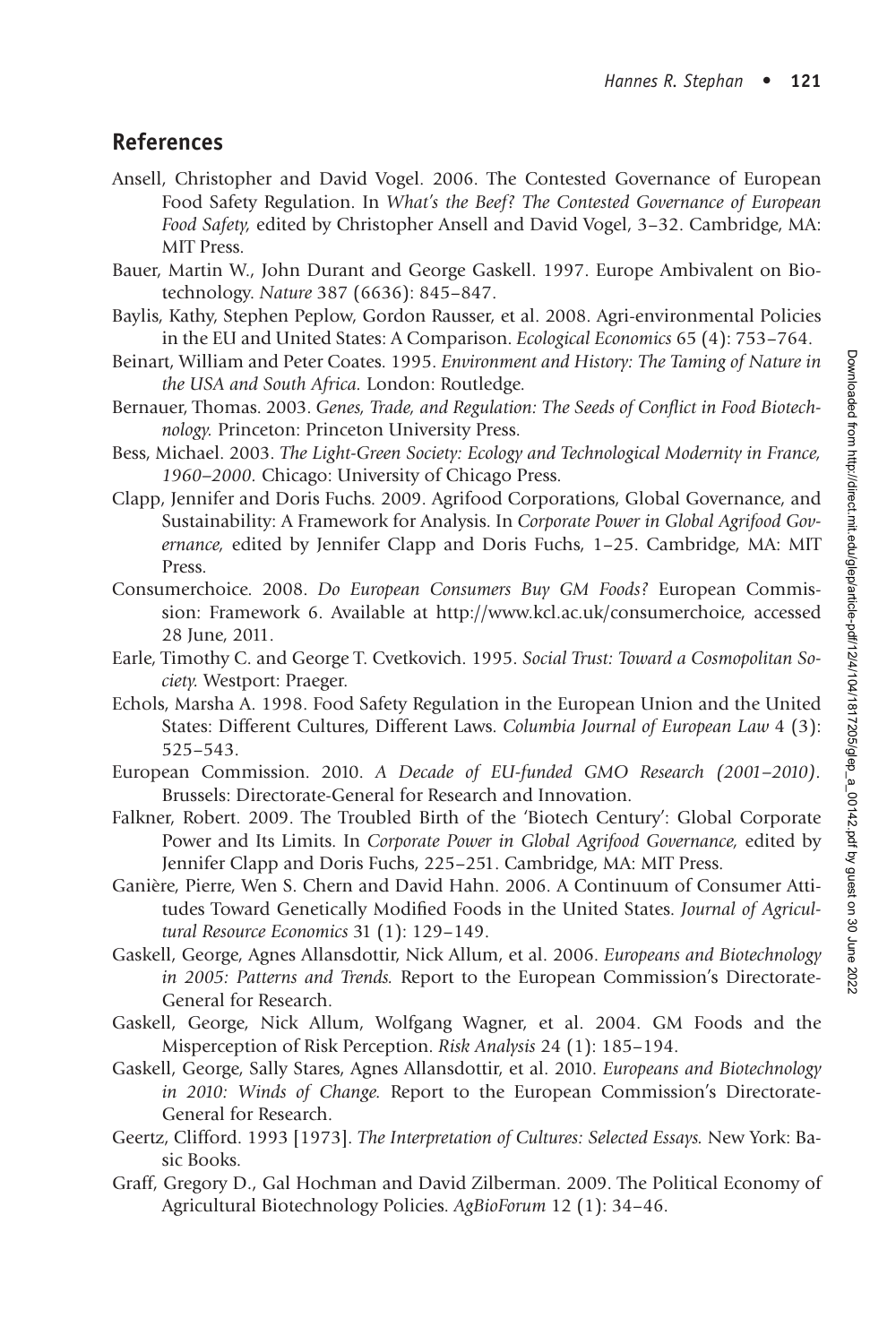## References

Ansell, Christopher and David Vogel. 2006. The Contested Governance of European Food Safety Regulation. In *What's the Beef? The Contested Governance of European Food Safety,* edited by Christopher Ansell and David Vogel, 3–32. Cambridge, MA: MIT Press.

Bauer, Martin W., John Durant and George Gaskell. 1997. Europe Ambivalent on Biotechnology. *Nature* 387 (6636): 845–847.

Baylis, Kathy, Stephen Peplow, Gordon Rausser, et al. 2008. Agri-environmental Policies in the EU and United States: A Comparison. *Ecological Economics* 65 (4): 753–764.

Beinart, William and Peter Coates. 1995. *Environment and History: The Taming of Nature in the USA and South Africa.* London: Routledge.

Bernauer, Thomas. 2003. *Genes, Trade, and Regulation: The Seeds of Conflict in Food Biotechnology.* Princeton: Princeton University Press.

Bess, Michael. 2003. *The Light-Green Society: Ecology and Technological Modernity in France, 1960–2000.* Chicago: University of Chicago Press.

Clapp, Jennifer and Doris Fuchs. 2009. Agrifood Corporations, Global Governance, and Sustainability: A Framework for Analysis. In *Corporate Power in Global Agrifood Governance,* edited by Jennifer Clapp and Doris Fuchs, 1–25. Cambridge, MA: MIT Press.

Consumerchoice. 2008. *Do European Consumers Buy GM Foods?* European Commission: Framework 6. Available at http://www.kcl.ac.uk/consumerchoice, accessed 28 June, 2011.

Earle, Timothy C. and George T. Cvetkovich. 1995. *Social Trust: Toward a Cosmopolitan Society.* Westport: Praeger.

Echols, Marsha A. 1998. Food Safety Regulation in the European Union and the United States: Different Cultures, Different Laws. *Columbia Journal of European Law* 4 (3): 525–543.

European Commission. 2010. *A Decade of EU-funded GMO Research (2001–2010).* Brussels: Directorate-General for Research and Innovation.

Falkner, Robert. 2009. The Troubled Birth of the 'Biotech Century': Global Corporate Power and Its Limits. In *Corporate Power in Global Agrifood Governance,* edited by Jennifer Clapp and Doris Fuchs, 225–251. Cambridge, MA: MIT Press.

Ganière, Pierre, Wen S. Chern and David Hahn. 2006. A Continuum of Consumer Attitudes Toward Genetically Modified Foods in the United States. *Journal of Agricultural Resource Economics* 31 (1): 129–149.

Gaskell, George, Agnes Allansdottir, Nick Allum, et al. 2006. *Europeans and Biotechnology in 2005: Patterns and Trends.* Report to the European Commission's Directorate-General for Research.

Gaskell, George, Nick Allum, Wolfgang Wagner, et al. 2004. GM Foods and the Misperception of Risk Perception. *Risk Analysis* 24 (1): 185–194.

Gaskell, George, Sally Stares, Agnes Allansdottir, et al. 2010. *Europeans and Biotechnology in 2010: Winds of Change.* Report to the European Commission's Directorate-General for Research.

Geertz, Clifford. 1993 [1973]. *The Interpretation of Cultures: Selected Essays.* New York: Basic Books.

Graff, Gregory D., Gal Hochman and David Zilberman. 2009. The Political Economy of Agricultural Biotechnology Policies. *AgBioForum* 12 (1): 34–46.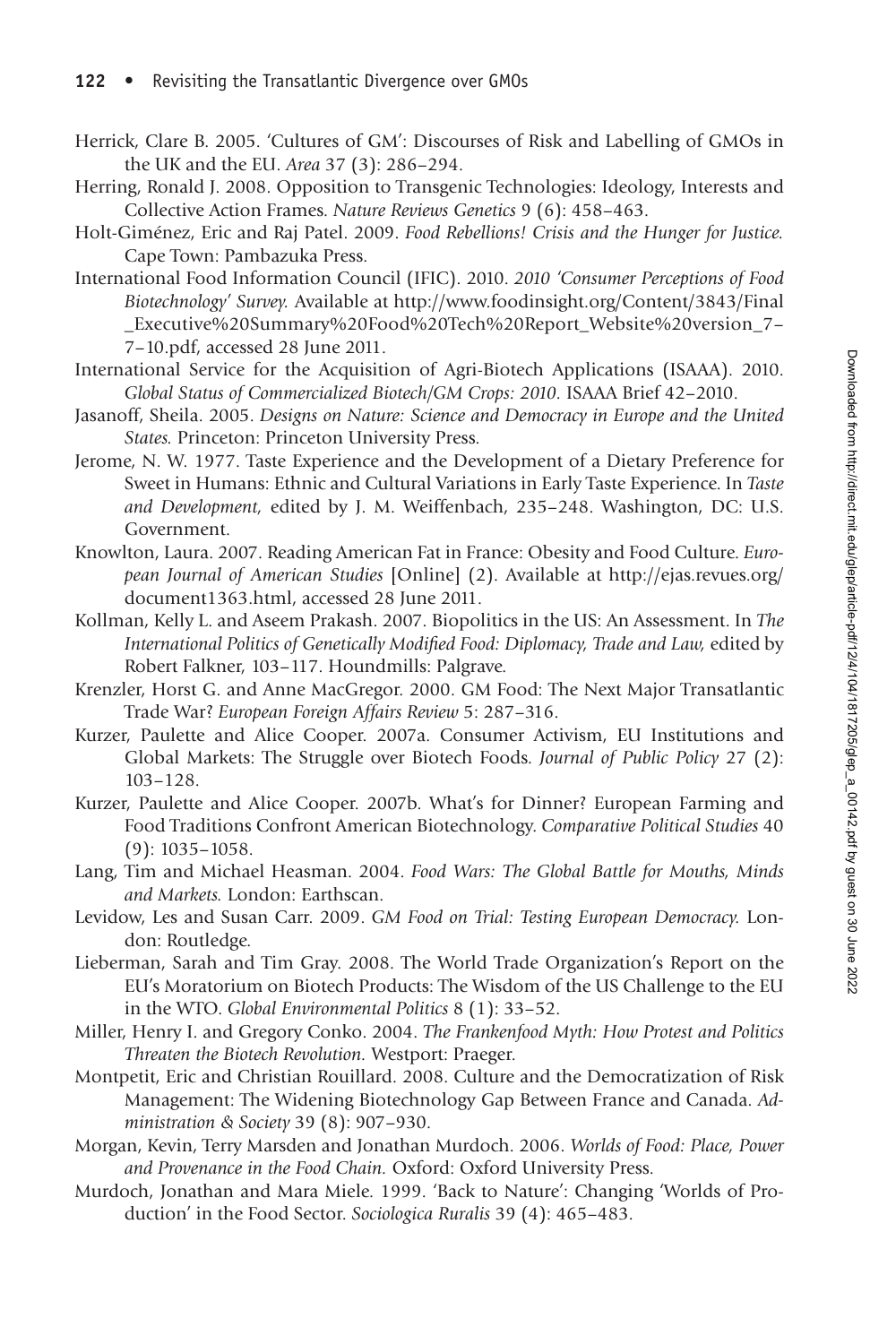Herrick, Clare B. 2005. 'Cultures of GM': Discourses of Risk and Labelling of GMOs in the UK and the EU. *Area* 37 (3): 286–294.

Herring, Ronald J. 2008. Opposition to Transgenic Technologies: Ideology, Interests and Collective Action Frames. *Nature Reviews Genetics* 9 (6): 458–463.

Holt-Giménez, Eric and Raj Patel. 2009. *Food Rebellions! Crisis and the Hunger for Justice.* Cape Town: Pambazuka Press.

International Food Information Council (IFIC). 2010. *2010 'Consumer Perceptions of Food Biotechnology' Survey.* Available at http://www.foodinsight.org/Content/3843/Final_Executive%20Summary%20Food%20Tech%20Report_Website%20version_7–7–10.pdf, accessed 28 June 2011.

International Service for the Acquisition of Agri-Biotech Applications (ISAAA). 2010. *Global Status of Commercialized Biotech/GM Crops: 2010.* ISAAA Brief 42–2010.

Jasanoff, Sheila. 2005. *Designs on Nature: Science and Democracy in Europe and the United States.* Princeton: Princeton University Press.

Jerome, N. W. 1977. Taste Experience and the Development of a Dietary Preference for Sweet in Humans: Ethnic and Cultural Variations in Early Taste Experience. In *Taste and Development,* edited by J. M. Weiffenbach, 235–248. Washington, DC: U.S. Government.

Knowlton, Laura. 2007. Reading American Fat in France: Obesity and Food Culture. *European Journal of American Studies* [Online] (2). Available at http://ejas.revues.org/document1363.html, accessed 28 June 2011.

Kollman, Kelly L. and Aseem Prakash. 2007. Biopolitics in the US: An Assessment. In *The International Politics of Genetically Modified Food: Diplomacy, Trade and Law,* edited by Robert Falkner, 103–117. Houndmills: Palgrave.

Krenzler, Horst G. and Anne MacGregor. 2000. GM Food: The Next Major Transatlantic Trade War? *European Foreign Affairs Review* 5: 287–316.

Kurzer, Paulette and Alice Cooper. 2007a. Consumer Activism, EU Institutions and Global Markets: The Struggle over Biotech Foods. *Journal of Public Policy* 27 (2): 103–128.

Kurzer, Paulette and Alice Cooper. 2007b. What's for Dinner? European Farming and Food Traditions Confront American Biotechnology. *Comparative Political Studies* 40 (9): 1035–1058.

Lang, Tim and Michael Heasman. 2004. *Food Wars: The Global Battle for Mouths, Minds and Markets.* London: Earthscan.

Levidow, Les and Susan Carr. 2009. *GM Food on Trial: Testing European Democracy.* London: Routledge.

Lieberman, Sarah and Tim Gray. 2008. The World Trade Organization's Report on the EU's Moratorium on Biotech Products: The Wisdom of the US Challenge to the EU in the WTO. *Global Environmental Politics* 8 (1): 33–52.

Miller, Henry I. and Gregory Conko. 2004. *The Frankenfood Myth: How Protest and Politics Threaten the Biotech Revolution.* Westport: Praeger.

Montpetit, Eric and Christian Rouillard. 2008. Culture and the Democratization of Risk Management: The Widening Biotechnology Gap Between France and Canada. *Administration & Society* 39 (8): 907–930.

Morgan, Kevin, Terry Marsden and Jonathan Murdoch. 2006. *Worlds of Food: Place, Power and Provenance in the Food Chain.* Oxford: Oxford University Press.

Murdoch, Jonathan and Mara Miele. 1999. 'Back to Nature': Changing 'Worlds of Production' in the Food Sector. *Sociologica Ruralis* 39 (4): 465–483.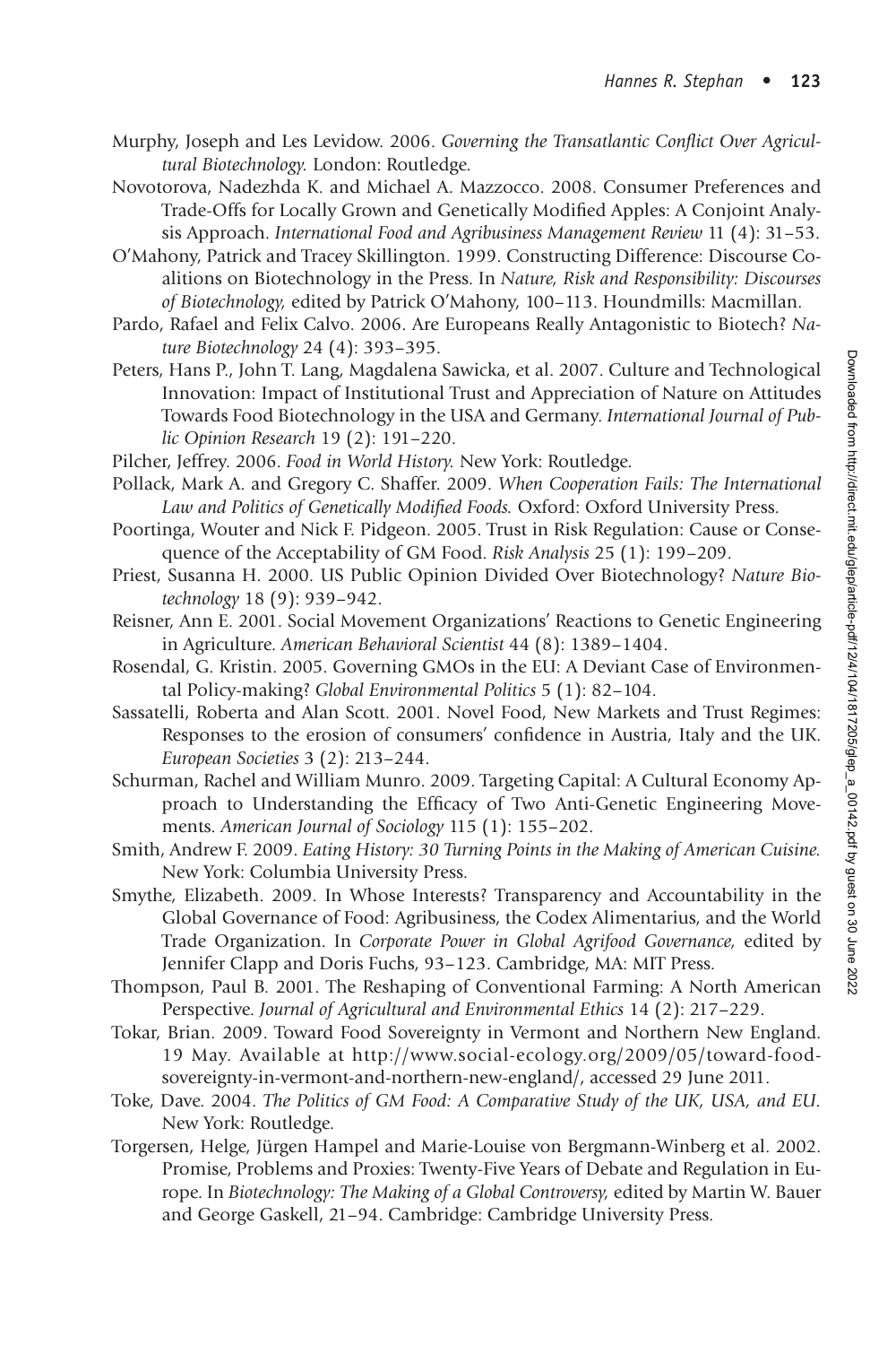Murphy, Joseph and Les Levidow. 2006. *Governing the Transatlantic Conflict Over Agricultural Biotechnology.* London: Routledge.

Novotorova, Nadezhda K. and Michael A. Mazzocco. 2008. Consumer Preferences and Trade-Offs for Locally Grown and Genetically Modified Apples: A Conjoint Analysis Approach. *International Food and Agribusiness Management Review* 11 (4): 31–53.

O'Mahony, Patrick and Tracey Skillington. 1999. Constructing Difference: Discourse Coalitions on Biotechnology in the Press. In *Nature, Risk and Responsibility: Discourses of Biotechnology,* edited by Patrick O'Mahony, 100–113. Houndmills: Macmillan.

Pardo, Rafael and Felix Calvo. 2006. Are Europeans Really Antagonistic to Biotech? *Nature Biotechnology* 24 (4): 393–395.

Peters, Hans P., John T. Lang, Magdalena Sawicka, et al. 2007. Culture and Technological Innovation: Impact of Institutional Trust and Appreciation of Nature on Attitudes Towards Food Biotechnology in the USA and Germany. *International Journal of Public Opinion Research* 19 (2): 191–220.

Pilcher, Jeffrey. 2006. *Food in World History.* New York: Routledge.

Pollack, Mark A. and Gregory C. Shaffer. 2009. *When Cooperation Fails: The International Law and Politics of Genetically Modified Foods.* Oxford: Oxford University Press.

Poortinga, Wouter and Nick F. Pidgeon. 2005. Trust in Risk Regulation: Cause or Consequence of the Acceptability of GM Food. *Risk Analysis* 25 (1): 199–209.

Priest, Susanna H. 2000. US Public Opinion Divided Over Biotechnology? *Nature Biotechnology* 18 (9): 939–942.

Reisner, Ann E. 2001. Social Movement Organizations' Reactions to Genetic Engineering in Agriculture. *American Behavioral Scientist* 44 (8): 1389–1404.

Rosendal, G. Kristin. 2005. Governing GMOs in the EU: A Deviant Case of Environmental Policy-making? *Global Environmental Politics* 5 (1): 82–104.

Sassatelli, Roberta and Alan Scott. 2001. Novel Food, New Markets and Trust Regimes: Responses to the erosion of consumers' confidence in Austria, Italy and the UK. *European Societies* 3 (2): 213–244.

Schurman, Rachel and William Munro. 2009. Targeting Capital: A Cultural Economy Approach to Understanding the Efficacy of Two Anti-Genetic Engineering Movements. *American Journal of Sociology* 115 (1): 155–202.

Smith, Andrew F. 2009. *Eating History: 30 Turning Points in the Making of American Cuisine.* New York: Columbia University Press.

Smythe, Elizabeth. 2009. In Whose Interests? Transparency and Accountability in the Global Governance of Food: Agribusiness, the Codex Alimentarius, and the World Trade Organization. In *Corporate Power in Global Agrifood Governance,* edited by Jennifer Clapp and Doris Fuchs, 93–123. Cambridge, MA: MIT Press.

Thompson, Paul B. 2001. The Reshaping of Conventional Farming: A North American Perspective. *Journal of Agricultural and Environmental Ethics* 14 (2): 217–229.

Tokar, Brian. 2009. Toward Food Sovereignty in Vermont and Northern New England. 19 May. Available at http://www.social-ecology.org/2009/05/toward-food-sovereignty-in-vermont-and-northern-new-england/, accessed 29 June 2011.

Toke, Dave. 2004. *The Politics of GM Food: A Comparative Study of the UK, USA, and EU.* New York: Routledge.

Torgersen, Helge, Jürgen Hampel and Marie-Louise von Bergmann-Winberg et al. 2002. Promise, Problems and Proxies: Twenty-Five Years of Debate and Regulation in Europe. In *Biotechnology: The Making of a Global Controversy,* edited by Martin W. Bauer and George Gaskell, 21–94. Cambridge: Cambridge University Press.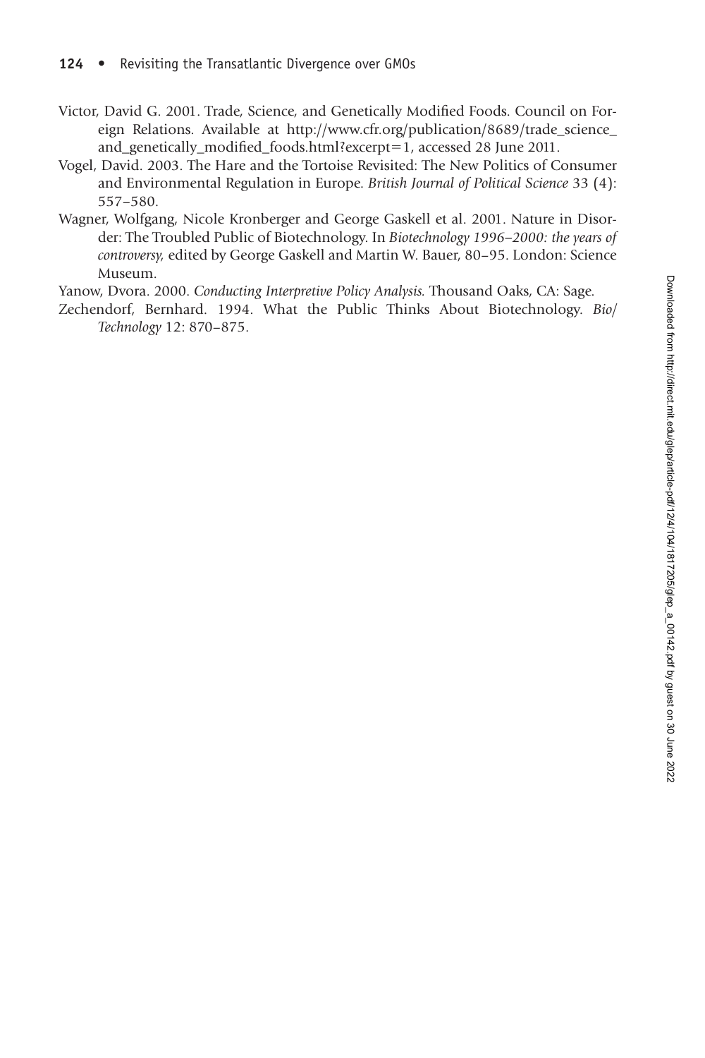Victor, David G. 2001. Trade, Science, and Genetically Modified Foods. Council on Foreign Relations. Available at http://www.cfr.org/publication/8689/trade_science_and_genetically_modified_foods.html?excerpt=1, accessed 28 June 2011.

Vogel, David. 2003. The Hare and the Tortoise Revisited: The New Politics of Consumer and Environmental Regulation in Europe. *British Journal of Political Science* 33 (4): 557–580.

Wagner, Wolfgang, Nicole Kronberger and George Gaskell et al. 2001. Nature in Disorder: The Troubled Public of Biotechnology. In *Biotechnology 1996–2000: the years of controversy*, edited by George Gaskell and Martin W. Bauer, 80–95. London: Science Museum.

Yanow, Dvora. 2000. *Conducting Interpretive Policy Analysis.* Thousand Oaks, CA: Sage.

Zechendorf, Bernhard. 1994. What the Public Thinks About Biotechnology. *Bio/Technology* 12: 870–875.